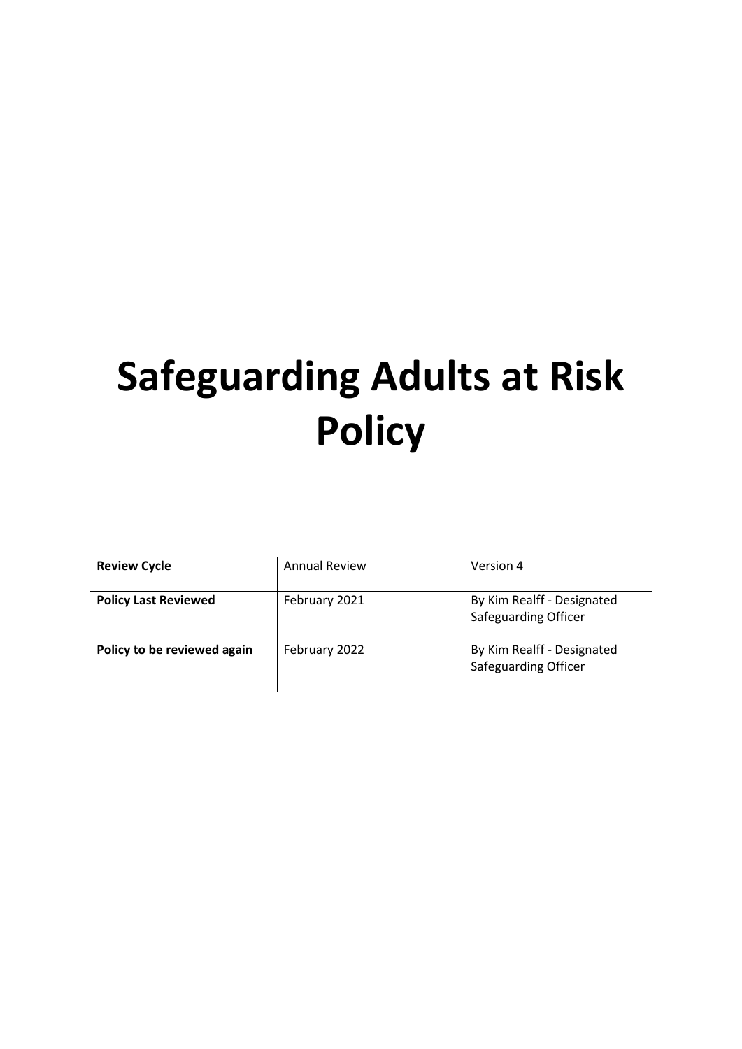# Safeguarding Adults at Risk Policy

| **Review Cycle** | Annual Review | Version 4 |
|---|---|---|
| **Policy Last Reviewed** | February 2021 | By Kim Realff - Designated Safeguarding Officer |
| **Policy to be reviewed again** | February 2022 | By Kim Realff - Designated Safeguarding Officer |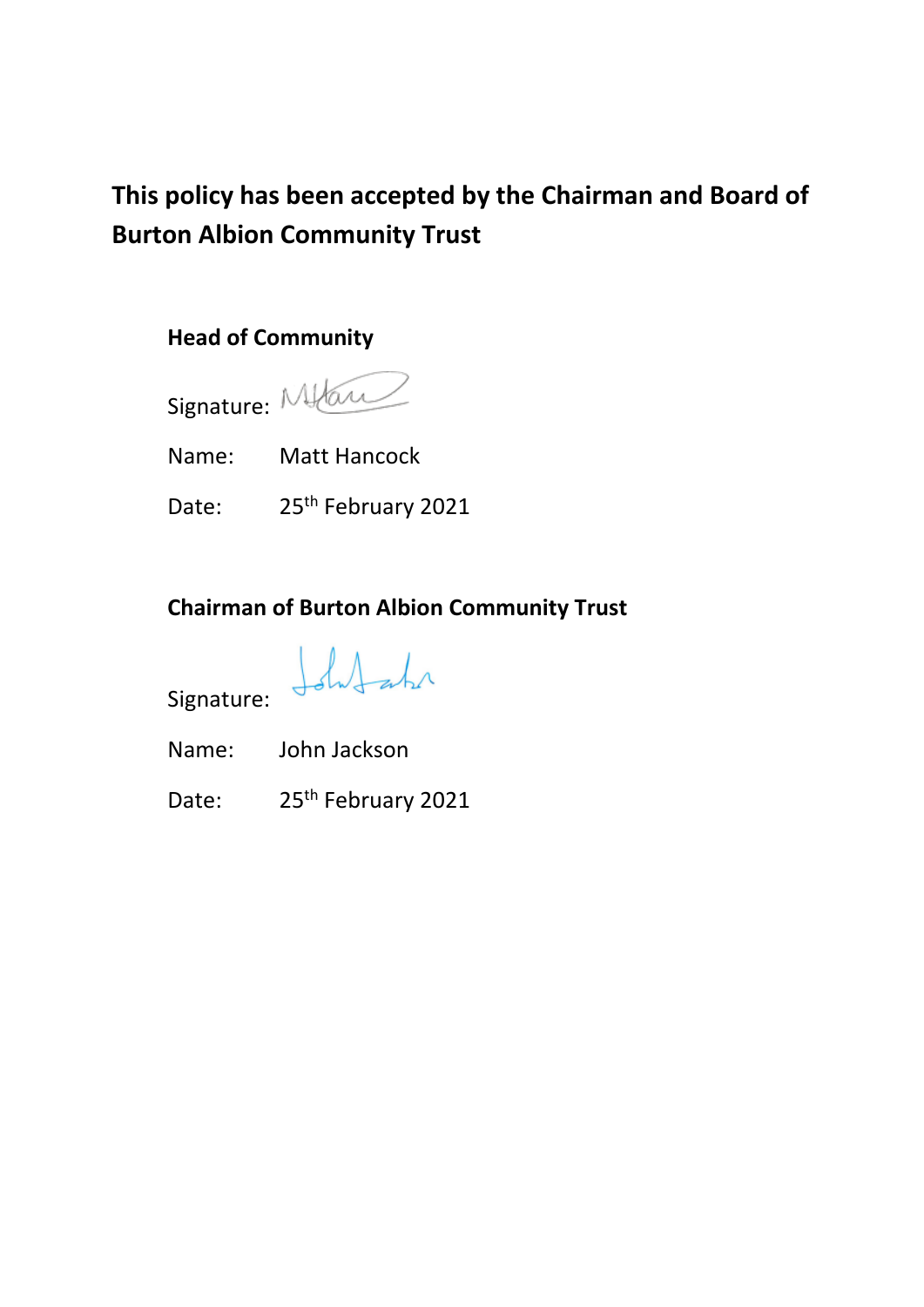**This policy has been accepted by the Chairman and Board of Burton Albion Community Trust**

**Head of Community**

Signature:

Name: Matt Hancock

Date: 25th February 2021

**Chairman of Burton Albion Community Trust**

Signature:

Name: John Jackson

Date: 25th February 2021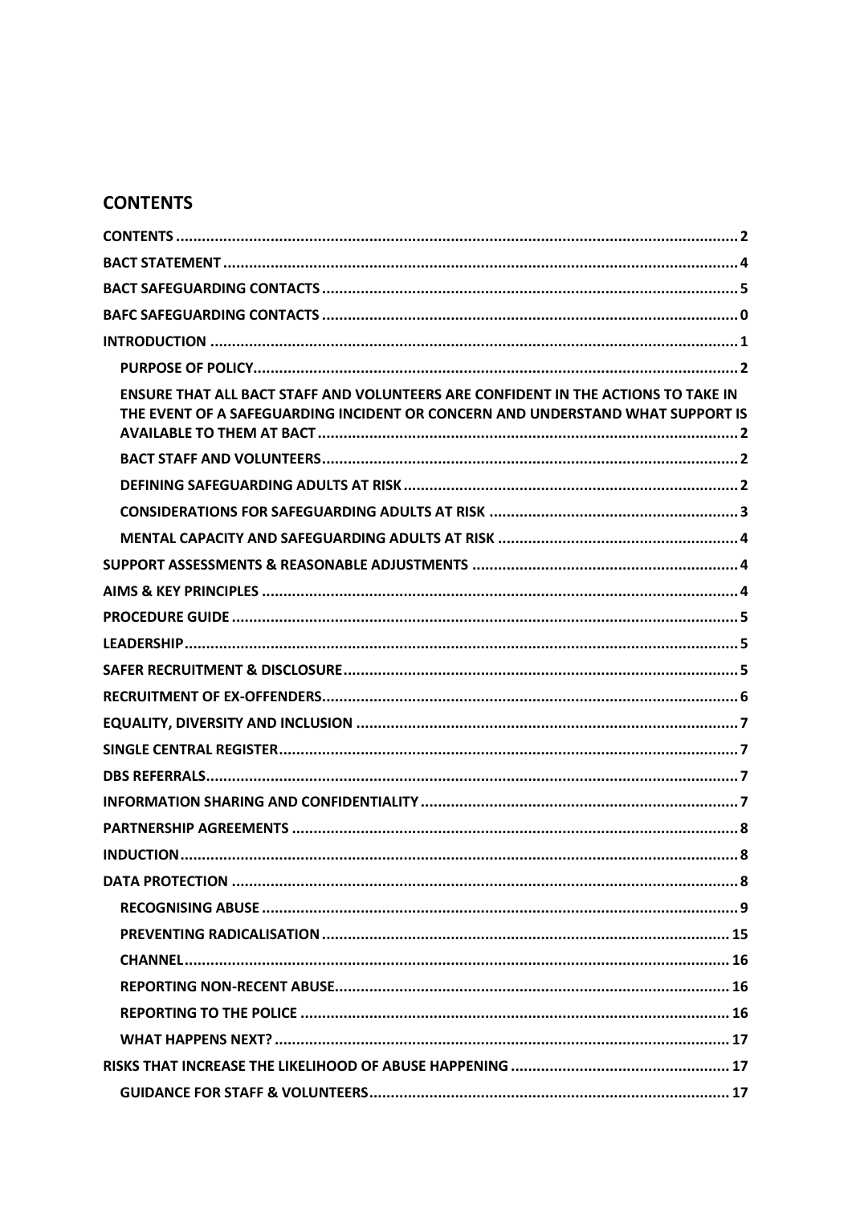## CONTENTS

- CONTENTS ..... 2
- BACT STATEMENT ..... 4
- BACT SAFEGUARDING CONTACTS ..... 5
- BAFC SAFEGUARDING CONTACTS ..... 0
- INTRODUCTION ..... 1
  - PURPOSE OF POLICY ..... 2
  - ENSURE THAT ALL BACT STAFF AND VOLUNTEERS ARE CONFIDENT IN THE ACTIONS TO TAKE IN THE EVENT OF A SAFEGUARDING INCIDENT OR CONCERN AND UNDERSTAND WHAT SUPPORT IS AVAILABLE TO THEM AT BACT ..... 2
  - BACT STAFF AND VOLUNTEERS ..... 2
  - DEFINING SAFEGUARDING ADULTS AT RISK ..... 2
  - CONSIDERATIONS FOR SAFEGUARDING ADULTS AT RISK ..... 3
  - MENTAL CAPACITY AND SAFEGUARDING ADULTS AT RISK ..... 4
- SUPPORT ASSESSMENTS & REASONABLE ADJUSTMENTS ..... 4
- AIMS & KEY PRINCIPLES ..... 4
- PROCEDURE GUIDE ..... 5
- LEADERSHIP ..... 5
- SAFER RECRUITMENT & DISCLOSURE ..... 5
- RECRUITMENT OF EX-OFFENDERS ..... 6
- EQUALITY, DIVERSITY AND INCLUSION ..... 7
- SINGLE CENTRAL REGISTER ..... 7
- DBS REFERRALS ..... 7
- INFORMATION SHARING AND CONFIDENTIALITY ..... 7
- PARTNERSHIP AGREEMENTS ..... 8
- INDUCTION ..... 8
- DATA PROTECTION ..... 8
  - RECOGNISING ABUSE ..... 9
  - PREVENTING RADICALISATION ..... 15
  - CHANNEL ..... 16
  - REPORTING NON-RECENT ABUSE ..... 16
  - REPORTING TO THE POLICE ..... 16
  - WHAT HAPPENS NEXT? ..... 17
- RISKS THAT INCREASE THE LIKELIHOOD OF ABUSE HAPPENING ..... 17
  - GUIDANCE FOR STAFF & VOLUNTEERS ..... 17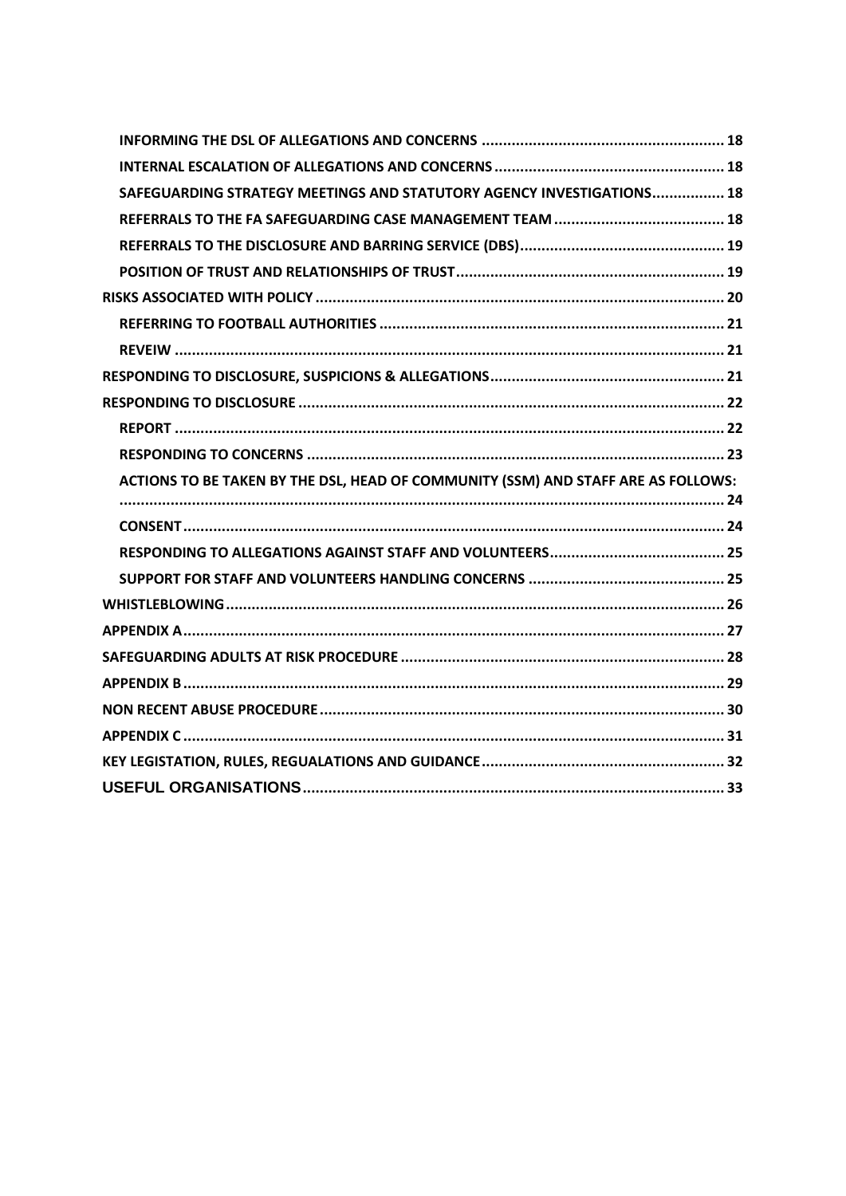INFORMING THE DSL OF ALLEGATIONS AND CONCERNS ........................................................ 18

INTERNAL ESCALATION OF ALLEGATIONS AND CONCERNS ..................................................... 18

SAFEGUARDING STRATEGY MEETINGS AND STATUTORY AGENCY INVESTIGATIONS................. 18

REFERRALS TO THE FA SAFEGUARDING CASE MANAGEMENT TEAM ........................................ 18

REFERRALS TO THE DISCLOSURE AND BARRING SERVICE (DBS)................................................ 19

POSITION OF TRUST AND RELATIONSHIPS OF TRUST.............................................................. 19

RISKS ASSOCIATED WITH POLICY ............................................................................................ 20

REFERRING TO FOOTBALL AUTHORITIES ................................................................................ 21

REVEIW ................................................................................................................................. 21

RESPONDING TO DISCLOSURE, SUSPICIONS & ALLEGATIONS....................................................... 21

RESPONDING TO DISCLOSURE ................................................................................................. 22

REPORT ................................................................................................................................. 22

RESPONDING TO CONCERNS .................................................................................................. 23

ACTIONS TO BE TAKEN BY THE DSL, HEAD OF COMMUNITY (SSM) AND STAFF ARE AS FOLLOWS: ............................................................................................................................................. 24

CONSENT.............................................................................................................................. 24

RESPONDING TO ALLEGATIONS AGAINST STAFF AND VOLUNTEERS......................................... 25

SUPPORT FOR STAFF AND VOLUNTEERS HANDLING CONCERNS ............................................. 25

WHISTLEBLOWING.................................................................................................................... 26

APPENDIX A.............................................................................................................................. 27

SAFEGUARDING ADULTS AT RISK PROCEDURE ........................................................................... 28

APPENDIX B.............................................................................................................................. 29

NON RECENT ABUSE PROCEDURE.............................................................................................. 30

APPENDIX C .............................................................................................................................. 31

KEY LEGISTATION, RULES, REGUALATIONS AND GUIDANCE......................................................... 32

USEFUL ORGANISATIONS.................................................................................................. 33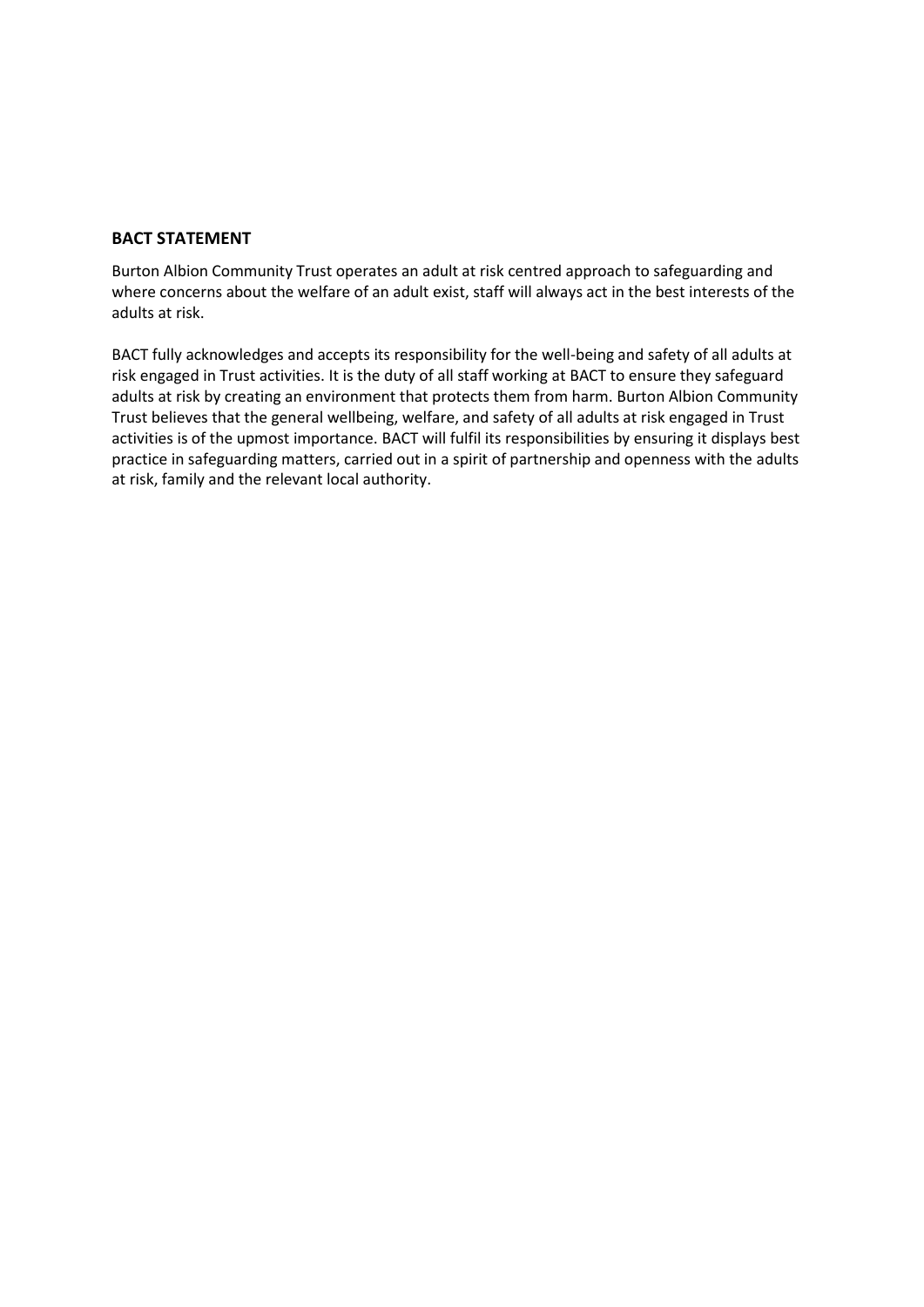**BACT STATEMENT**

Burton Albion Community Trust operates an adult at risk centred approach to safeguarding and where concerns about the welfare of an adult exist, staff will always act in the best interests of the adults at risk.

BACT fully acknowledges and accepts its responsibility for the well-being and safety of all adults at risk engaged in Trust activities. It is the duty of all staff working at BACT to ensure they safeguard adults at risk by creating an environment that protects them from harm. Burton Albion Community Trust believes that the general wellbeing, welfare, and safety of all adults at risk engaged in Trust activities is of the upmost importance. BACT will fulfil its responsibilities by ensuring it displays best practice in safeguarding matters, carried out in a spirit of partnership and openness with the adults at risk, family and the relevant local authority.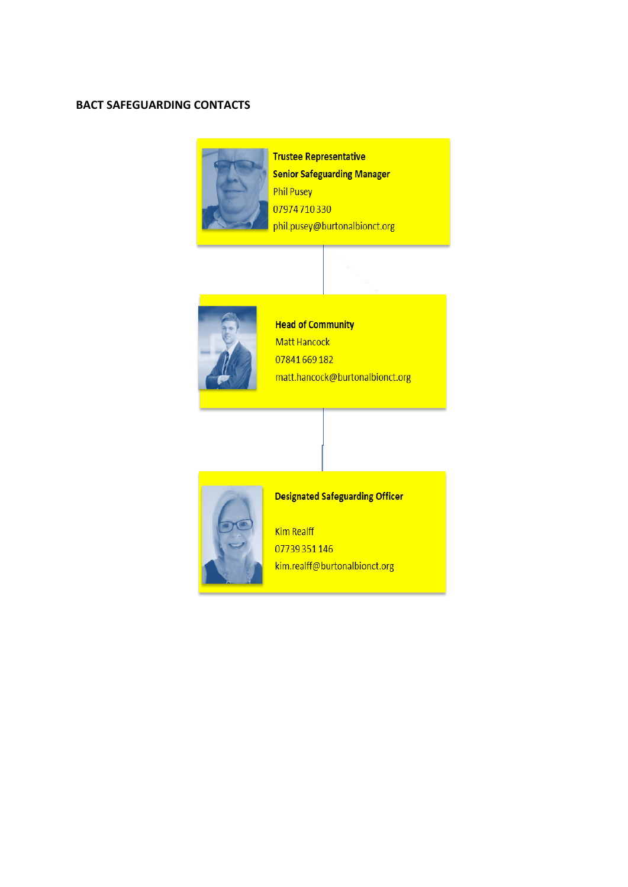## BACT SAFEGUARDING CONTACTS

**Trustee Representative**
**Senior Safeguarding Manager**
Phil Pusey
07974 710 330
phil.pusey@burtonalbionct.org

**Head of Community**
Matt Hancock
07841 669 182
matt.hancock@burtonalbionct.org

**Designated Safeguarding Officer**

Kim Realff
07739 351 146
kim.realff@burtonalbionct.org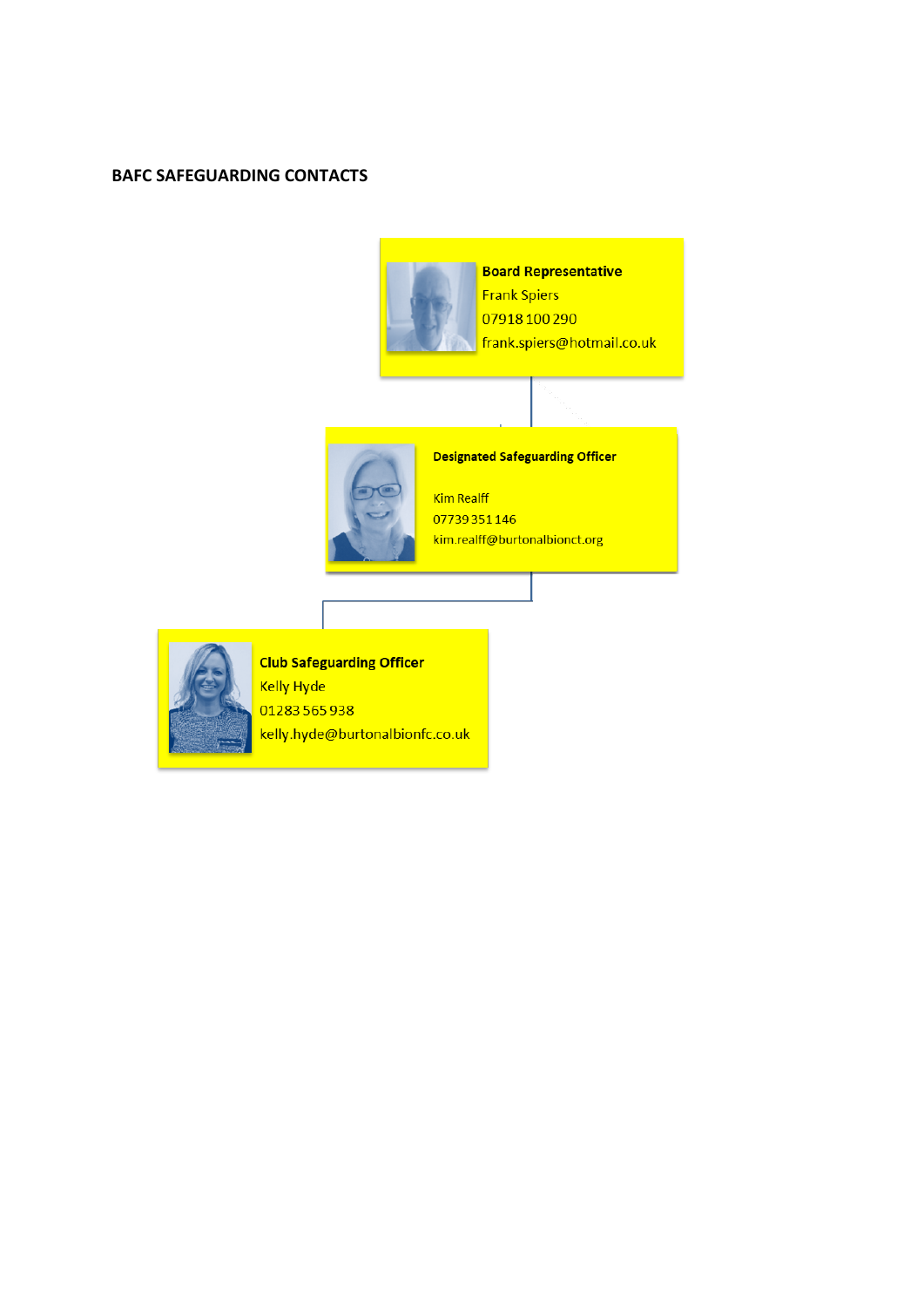**BAFC SAFEGUARDING CONTACTS**

**Board Representative**
Frank Spiers
07918 100 290
frank.spiers@hotmail.co.uk

**Designated Safeguarding Officer**

Kim Realff
07739 351 146
kim.realff@burtonalbionct.org

**Club Safeguarding Officer**
Kelly Hyde
01283 565 938
kelly.hyde@burtonalbionfc.co.uk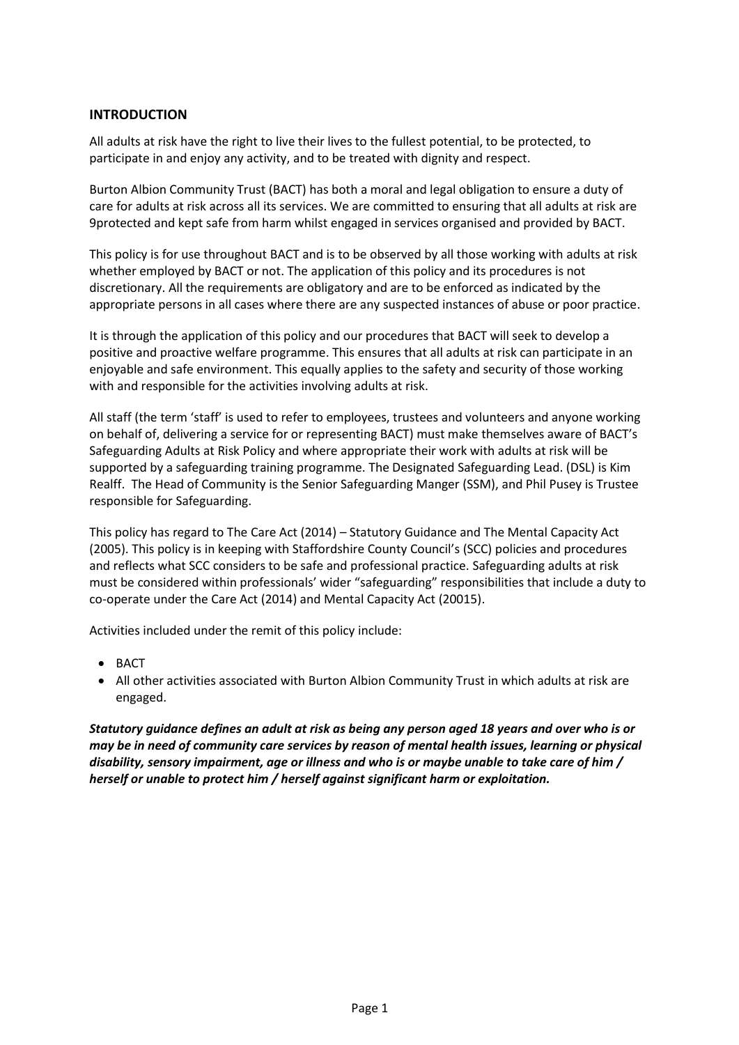## INTRODUCTION

All adults at risk have the right to live their lives to the fullest potential, to be protected, to participate in and enjoy any activity, and to be treated with dignity and respect.

Burton Albion Community Trust (BACT) has both a moral and legal obligation to ensure a duty of care for adults at risk across all its services. We are committed to ensuring that all adults at risk are 9protected and kept safe from harm whilst engaged in services organised and provided by BACT.

This policy is for use throughout BACT and is to be observed by all those working with adults at risk whether employed by BACT or not. The application of this policy and its procedures is not discretionary. All the requirements are obligatory and are to be enforced as indicated by the appropriate persons in all cases where there are any suspected instances of abuse or poor practice.

It is through the application of this policy and our procedures that BACT will seek to develop a positive and proactive welfare programme. This ensures that all adults at risk can participate in an enjoyable and safe environment. This equally applies to the safety and security of those working with and responsible for the activities involving adults at risk.

All staff (the term 'staff' is used to refer to employees, trustees and volunteers and anyone working on behalf of, delivering a service for or representing BACT) must make themselves aware of BACT's Safeguarding Adults at Risk Policy and where appropriate their work with adults at risk will be supported by a safeguarding training programme. The Designated Safeguarding Lead. (DSL) is Kim Realff. The Head of Community is the Senior Safeguarding Manger (SSM), and Phil Pusey is Trustee responsible for Safeguarding.

This policy has regard to The Care Act (2014) – Statutory Guidance and The Mental Capacity Act (2005). This policy is in keeping with Staffordshire County Council's (SCC) policies and procedures and reflects what SCC considers to be safe and professional practice. Safeguarding adults at risk must be considered within professionals' wider "safeguarding" responsibilities that include a duty to co-operate under the Care Act (2014) and Mental Capacity Act (20015).

Activities included under the remit of this policy include:

- BACT
- All other activities associated with Burton Albion Community Trust in which adults at risk are engaged.

***Statutory guidance defines an adult at risk as being any person aged 18 years and over who is or may be in need of community care services by reason of mental health issues, learning or physical disability, sensory impairment, age or illness and who is or maybe unable to take care of him / herself or unable to protect him / herself against significant harm or exploitation.***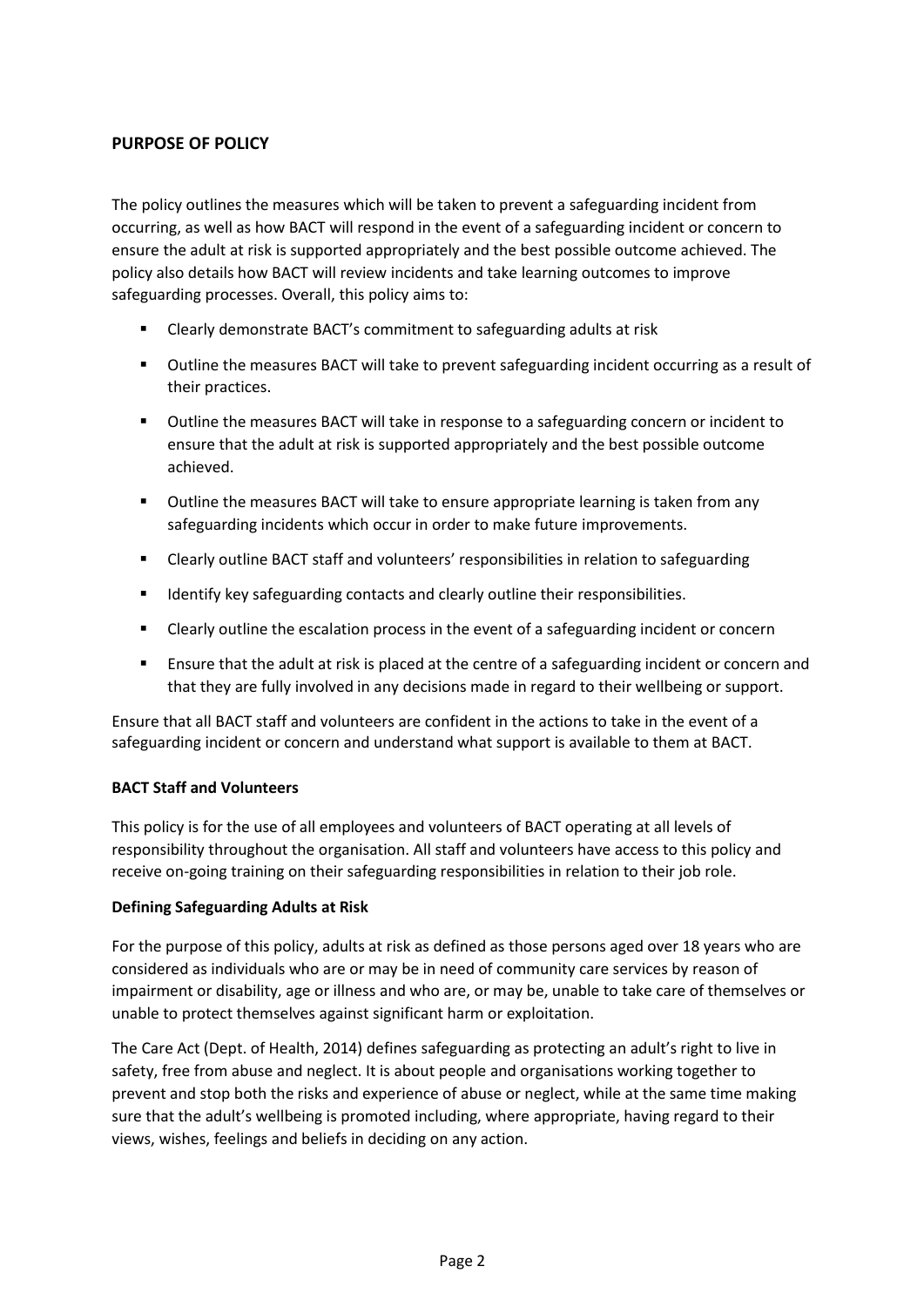## PURPOSE OF POLICY

The policy outlines the measures which will be taken to prevent a safeguarding incident from occurring, as well as how BACT will respond in the event of a safeguarding incident or concern to ensure the adult at risk is supported appropriately and the best possible outcome achieved. The policy also details how BACT will review incidents and take learning outcomes to improve safeguarding processes. Overall, this policy aims to:

- Clearly demonstrate BACT's commitment to safeguarding adults at risk
- Outline the measures BACT will take to prevent safeguarding incident occurring as a result of their practices.
- Outline the measures BACT will take in response to a safeguarding concern or incident to ensure that the adult at risk is supported appropriately and the best possible outcome achieved.
- Outline the measures BACT will take to ensure appropriate learning is taken from any safeguarding incidents which occur in order to make future improvements.
- Clearly outline BACT staff and volunteers' responsibilities in relation to safeguarding
- Identify key safeguarding contacts and clearly outline their responsibilities.
- Clearly outline the escalation process in the event of a safeguarding incident or concern
- Ensure that the adult at risk is placed at the centre of a safeguarding incident or concern and that they are fully involved in any decisions made in regard to their wellbeing or support.

Ensure that all BACT staff and volunteers are confident in the actions to take in the event of a safeguarding incident or concern and understand what support is available to them at BACT.

### BACT Staff and Volunteers

This policy is for the use of all employees and volunteers of BACT operating at all levels of responsibility throughout the organisation. All staff and volunteers have access to this policy and receive on-going training on their safeguarding responsibilities in relation to their job role.

### Defining Safeguarding Adults at Risk

For the purpose of this policy, adults at risk as defined as those persons aged over 18 years who are considered as individuals who are or may be in need of community care services by reason of impairment or disability, age or illness and who are, or may be, unable to take care of themselves or unable to protect themselves against significant harm or exploitation.

The Care Act (Dept. of Health, 2014) defines safeguarding as protecting an adult's right to live in safety, free from abuse and neglect. It is about people and organisations working together to prevent and stop both the risks and experience of abuse or neglect, while at the same time making sure that the adult's wellbeing is promoted including, where appropriate, having regard to their views, wishes, feelings and beliefs in deciding on any action.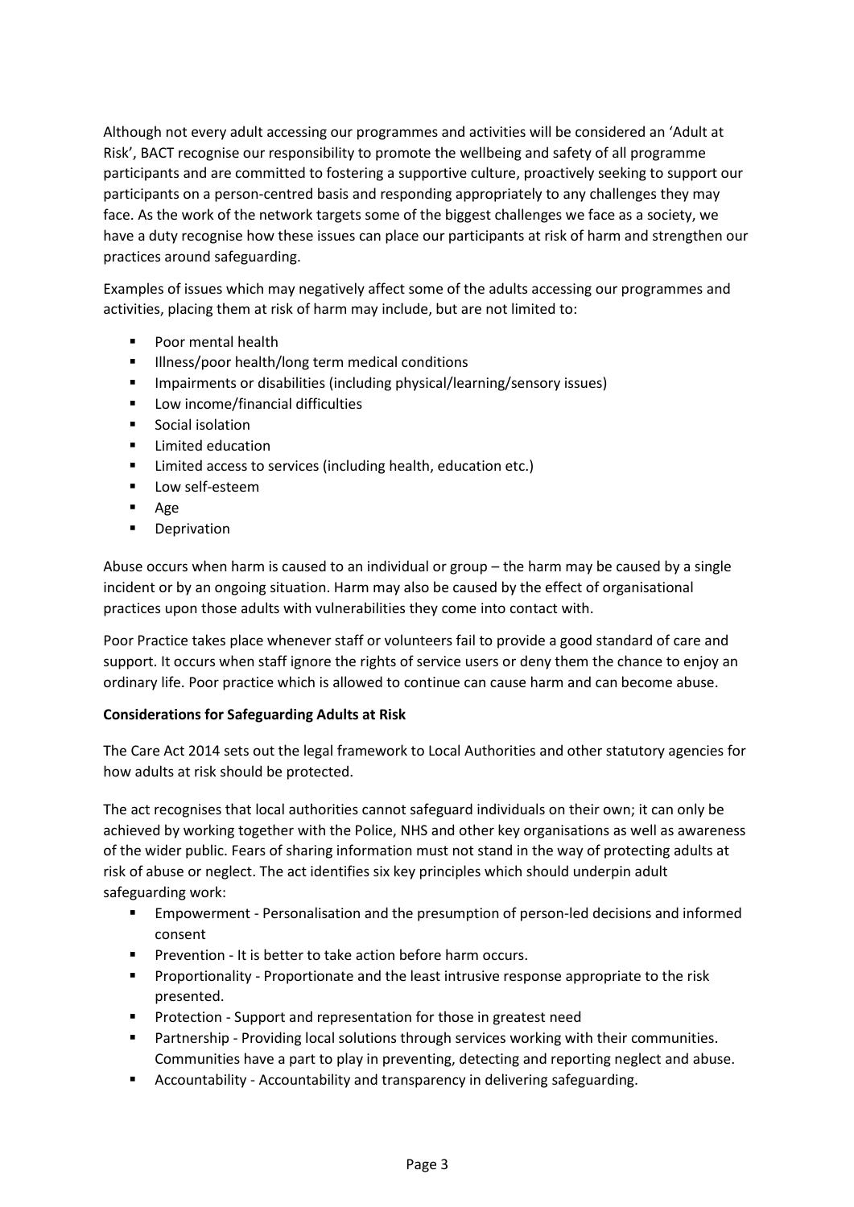Although not every adult accessing our programmes and activities will be considered an 'Adult at Risk', BACT recognise our responsibility to promote the wellbeing and safety of all programme participants and are committed to fostering a supportive culture, proactively seeking to support our participants on a person-centred basis and responding appropriately to any challenges they may face. As the work of the network targets some of the biggest challenges we face as a society, we have a duty recognise how these issues can place our participants at risk of harm and strengthen our practices around safeguarding.

Examples of issues which may negatively affect some of the adults accessing our programmes and activities, placing them at risk of harm may include, but are not limited to:

- Poor mental health
- Illness/poor health/long term medical conditions
- Impairments or disabilities (including physical/learning/sensory issues)
- Low income/financial difficulties
- Social isolation
- Limited education
- Limited access to services (including health, education etc.)
- Low self-esteem
- Age
- Deprivation

Abuse occurs when harm is caused to an individual or group – the harm may be caused by a single incident or by an ongoing situation. Harm may also be caused by the effect of organisational practices upon those adults with vulnerabilities they come into contact with.

Poor Practice takes place whenever staff or volunteers fail to provide a good standard of care and support. It occurs when staff ignore the rights of service users or deny them the chance to enjoy an ordinary life. Poor practice which is allowed to continue can cause harm and can become abuse.

**Considerations for Safeguarding Adults at Risk**

The Care Act 2014 sets out the legal framework to Local Authorities and other statutory agencies for how adults at risk should be protected.

The act recognises that local authorities cannot safeguard individuals on their own; it can only be achieved by working together with the Police, NHS and other key organisations as well as awareness of the wider public. Fears of sharing information must not stand in the way of protecting adults at risk of abuse or neglect. The act identifies six key principles which should underpin adult safeguarding work:

- Empowerment - Personalisation and the presumption of person-led decisions and informed consent
- Prevention - It is better to take action before harm occurs.
- Proportionality - Proportionate and the least intrusive response appropriate to the risk presented.
- Protection - Support and representation for those in greatest need
- Partnership - Providing local solutions through services working with their communities. Communities have a part to play in preventing, detecting and reporting neglect and abuse.
- Accountability - Accountability and transparency in delivering safeguarding.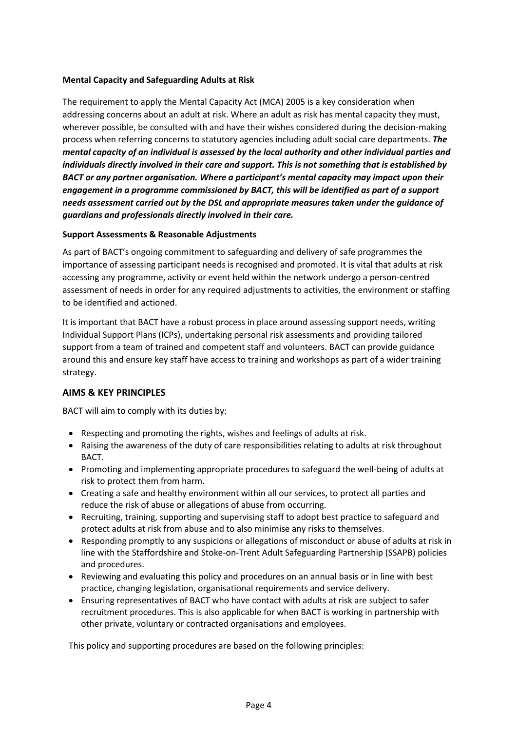**Mental Capacity and Safeguarding Adults at Risk**

The requirement to apply the Mental Capacity Act (MCA) 2005 is a key consideration when addressing concerns about an adult at risk. Where an adult as risk has mental capacity they must, wherever possible, be consulted with and have their wishes considered during the decision-making process when referring concerns to statutory agencies including adult social care departments. ***The mental capacity of an individual is assessed by the local authority and other individual parties and individuals directly involved in their care and support. This is not something that is established by BACT or any partner organisation. Where a participant's mental capacity may impact upon their engagement in a programme commissioned by BACT, this will be identified as part of a support needs assessment carried out by the DSL and appropriate measures taken under the guidance of guardians and professionals directly involved in their care.***

**Support Assessments & Reasonable Adjustments**

As part of BACT's ongoing commitment to safeguarding and delivery of safe programmes the importance of assessing participant needs is recognised and promoted. It is vital that adults at risk accessing any programme, activity or event held within the network undergo a person-centred assessment of needs in order for any required adjustments to activities, the environment or staffing to be identified and actioned.

It is important that BACT have a robust process in place around assessing support needs, writing Individual Support Plans (ICPs), undertaking personal risk assessments and providing tailored support from a team of trained and competent staff and volunteers. BACT can provide guidance around this and ensure key staff have access to training and workshops as part of a wider training strategy.

## AIMS & KEY PRINCIPLES

BACT will aim to comply with its duties by:

- Respecting and promoting the rights, wishes and feelings of adults at risk.
- Raising the awareness of the duty of care responsibilities relating to adults at risk throughout BACT.
- Promoting and implementing appropriate procedures to safeguard the well-being of adults at risk to protect them from harm.
- Creating a safe and healthy environment within all our services, to protect all parties and reduce the risk of abuse or allegations of abuse from occurring.
- Recruiting, training, supporting and supervising staff to adopt best practice to safeguard and protect adults at risk from abuse and to also minimise any risks to themselves.
- Responding promptly to any suspicions or allegations of misconduct or abuse of adults at risk in line with the Staffordshire and Stoke-on-Trent Adult Safeguarding Partnership (SSAPB) policies and procedures.
- Reviewing and evaluating this policy and procedures on an annual basis or in line with best practice, changing legislation, organisational requirements and service delivery.
- Ensuring representatives of BACT who have contact with adults at risk are subject to safer recruitment procedures. This is also applicable for when BACT is working in partnership with other private, voluntary or contracted organisations and employees.

This policy and supporting procedures are based on the following principles: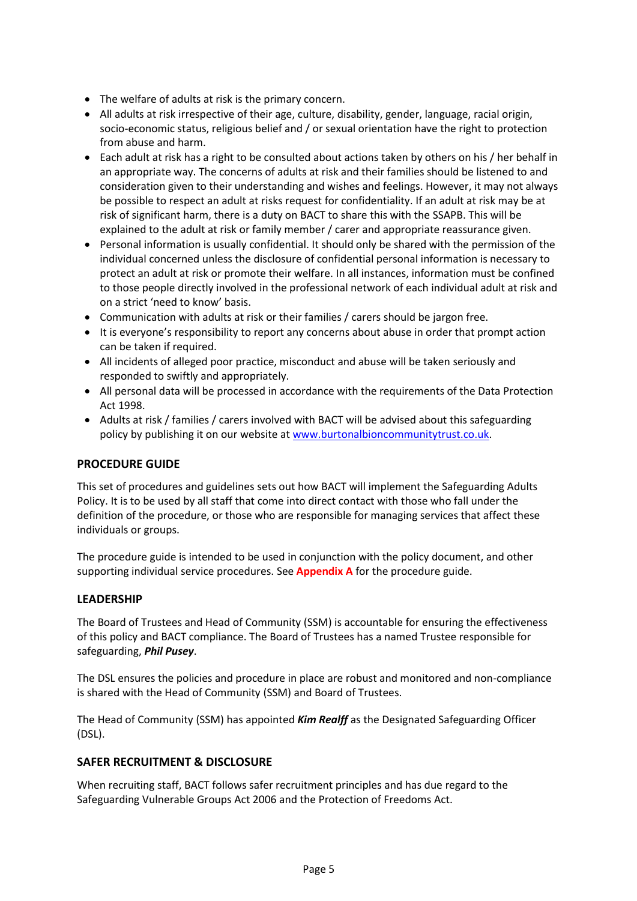- The welfare of adults at risk is the primary concern.
- All adults at risk irrespective of their age, culture, disability, gender, language, racial origin, socio-economic status, religious belief and / or sexual orientation have the right to protection from abuse and harm.
- Each adult at risk has a right to be consulted about actions taken by others on his / her behalf in an appropriate way. The concerns of adults at risk and their families should be listened to and consideration given to their understanding and wishes and feelings. However, it may not always be possible to respect an adult at risks request for confidentiality. If an adult at risk may be at risk of significant harm, there is a duty on BACT to share this with the SSAPB. This will be explained to the adult at risk or family member / carer and appropriate reassurance given.
- Personal information is usually confidential. It should only be shared with the permission of the individual concerned unless the disclosure of confidential personal information is necessary to protect an adult at risk or promote their welfare. In all instances, information must be confined to those people directly involved in the professional network of each individual adult at risk and on a strict 'need to know' basis.
- Communication with adults at risk or their families / carers should be jargon free.
- It is everyone's responsibility to report any concerns about abuse in order that prompt action can be taken if required.
- All incidents of alleged poor practice, misconduct and abuse will be taken seriously and responded to swiftly and appropriately.
- All personal data will be processed in accordance with the requirements of the Data Protection Act 1998.
- Adults at risk / families / carers involved with BACT will be advised about this safeguarding policy by publishing it on our website at [www.burtonalbioncommunitytrust.co.uk](http://www.burtonalbioncommunitytrust.co.uk).

## PROCEDURE GUIDE

This set of procedures and guidelines sets out how BACT will implement the Safeguarding Adults Policy. It is to be used by all staff that come into direct contact with those who fall under the definition of the procedure, or those who are responsible for managing services that affect these individuals or groups.

The procedure guide is intended to be used in conjunction with the policy document, and other supporting individual service procedures. See **Appendix A** for the procedure guide.

## LEADERSHIP

The Board of Trustees and Head of Community (SSM) is accountable for ensuring the effectiveness of this policy and BACT compliance. The Board of Trustees has a named Trustee responsible for safeguarding, ***Phil Pusey***.

The DSL ensures the policies and procedure in place are robust and monitored and non-compliance is shared with the Head of Community (SSM) and Board of Trustees.

The Head of Community (SSM) has appointed ***Kim Realff*** as the Designated Safeguarding Officer (DSL).

## SAFER RECRUITMENT & DISCLOSURE

When recruiting staff, BACT follows safer recruitment principles and has due regard to the Safeguarding Vulnerable Groups Act 2006 and the Protection of Freedoms Act.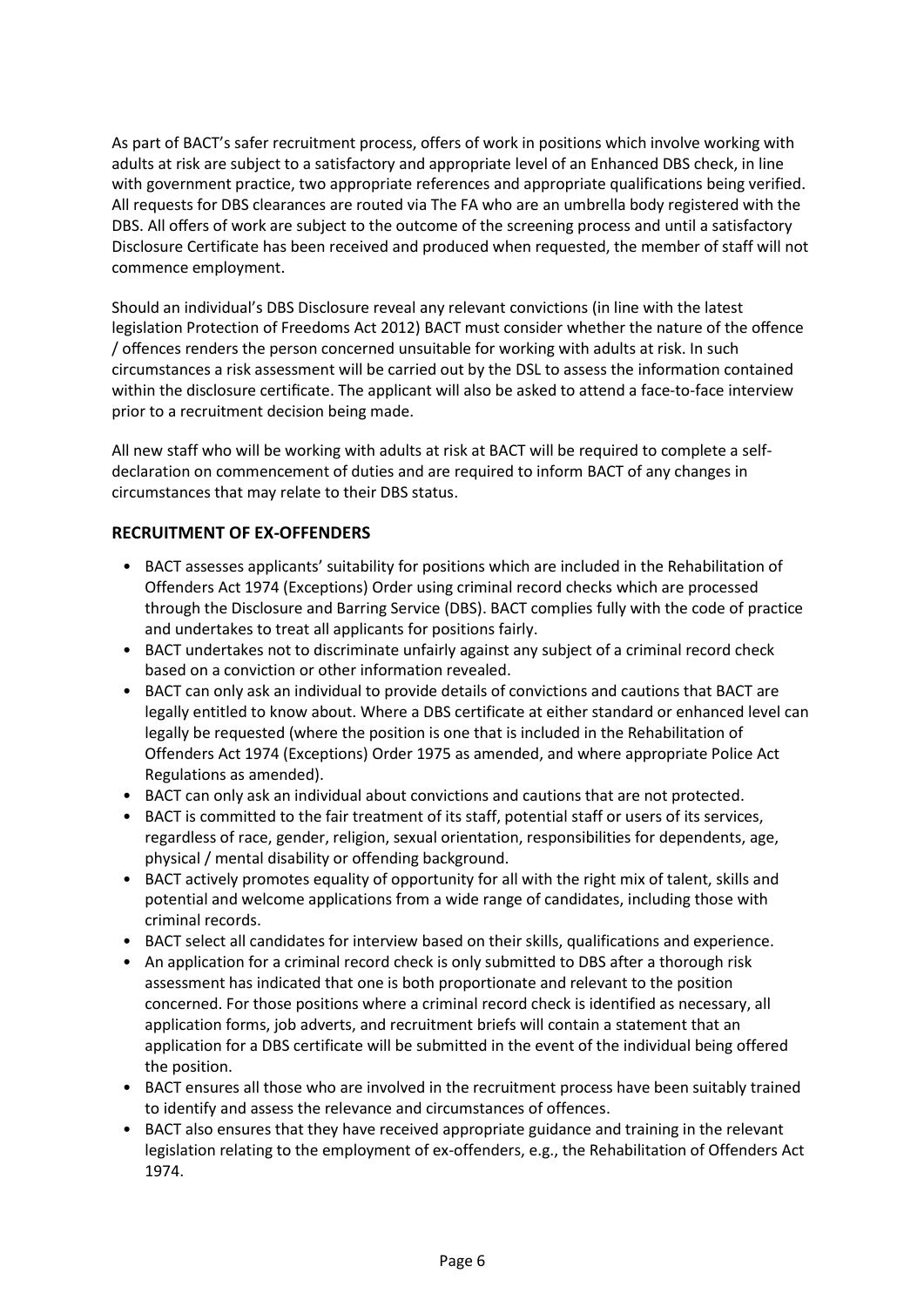As part of BACT's safer recruitment process, offers of work in positions which involve working with adults at risk are subject to a satisfactory and appropriate level of an Enhanced DBS check, in line with government practice, two appropriate references and appropriate qualifications being verified. All requests for DBS clearances are routed via The FA who are an umbrella body registered with the DBS. All offers of work are subject to the outcome of the screening process and until a satisfactory Disclosure Certificate has been received and produced when requested, the member of staff will not commence employment.

Should an individual's DBS Disclosure reveal any relevant convictions (in line with the latest legislation Protection of Freedoms Act 2012) BACT must consider whether the nature of the offence / offences renders the person concerned unsuitable for working with adults at risk. In such circumstances a risk assessment will be carried out by the DSL to assess the information contained within the disclosure certificate. The applicant will also be asked to attend a face-to-face interview prior to a recruitment decision being made.

All new staff who will be working with adults at risk at BACT will be required to complete a self-declaration on commencement of duties and are required to inform BACT of any changes in circumstances that may relate to their DBS status.

## RECRUITMENT OF EX-OFFENDERS

- BACT assesses applicants' suitability for positions which are included in the Rehabilitation of Offenders Act 1974 (Exceptions) Order using criminal record checks which are processed through the Disclosure and Barring Service (DBS). BACT complies fully with the code of practice and undertakes to treat all applicants for positions fairly.
- BACT undertakes not to discriminate unfairly against any subject of a criminal record check based on a conviction or other information revealed.
- BACT can only ask an individual to provide details of convictions and cautions that BACT are legally entitled to know about. Where a DBS certificate at either standard or enhanced level can legally be requested (where the position is one that is included in the Rehabilitation of Offenders Act 1974 (Exceptions) Order 1975 as amended, and where appropriate Police Act Regulations as amended).
- BACT can only ask an individual about convictions and cautions that are not protected.
- BACT is committed to the fair treatment of its staff, potential staff or users of its services, regardless of race, gender, religion, sexual orientation, responsibilities for dependents, age, physical / mental disability or offending background.
- BACT actively promotes equality of opportunity for all with the right mix of talent, skills and potential and welcome applications from a wide range of candidates, including those with criminal records.
- BACT select all candidates for interview based on their skills, qualifications and experience.
- An application for a criminal record check is only submitted to DBS after a thorough risk assessment has indicated that one is both proportionate and relevant to the position concerned. For those positions where a criminal record check is identified as necessary, all application forms, job adverts, and recruitment briefs will contain a statement that an application for a DBS certificate will be submitted in the event of the individual being offered the position.
- BACT ensures all those who are involved in the recruitment process have been suitably trained to identify and assess the relevance and circumstances of offences.
- BACT also ensures that they have received appropriate guidance and training in the relevant legislation relating to the employment of ex-offenders, e.g., the Rehabilitation of Offenders Act 1974.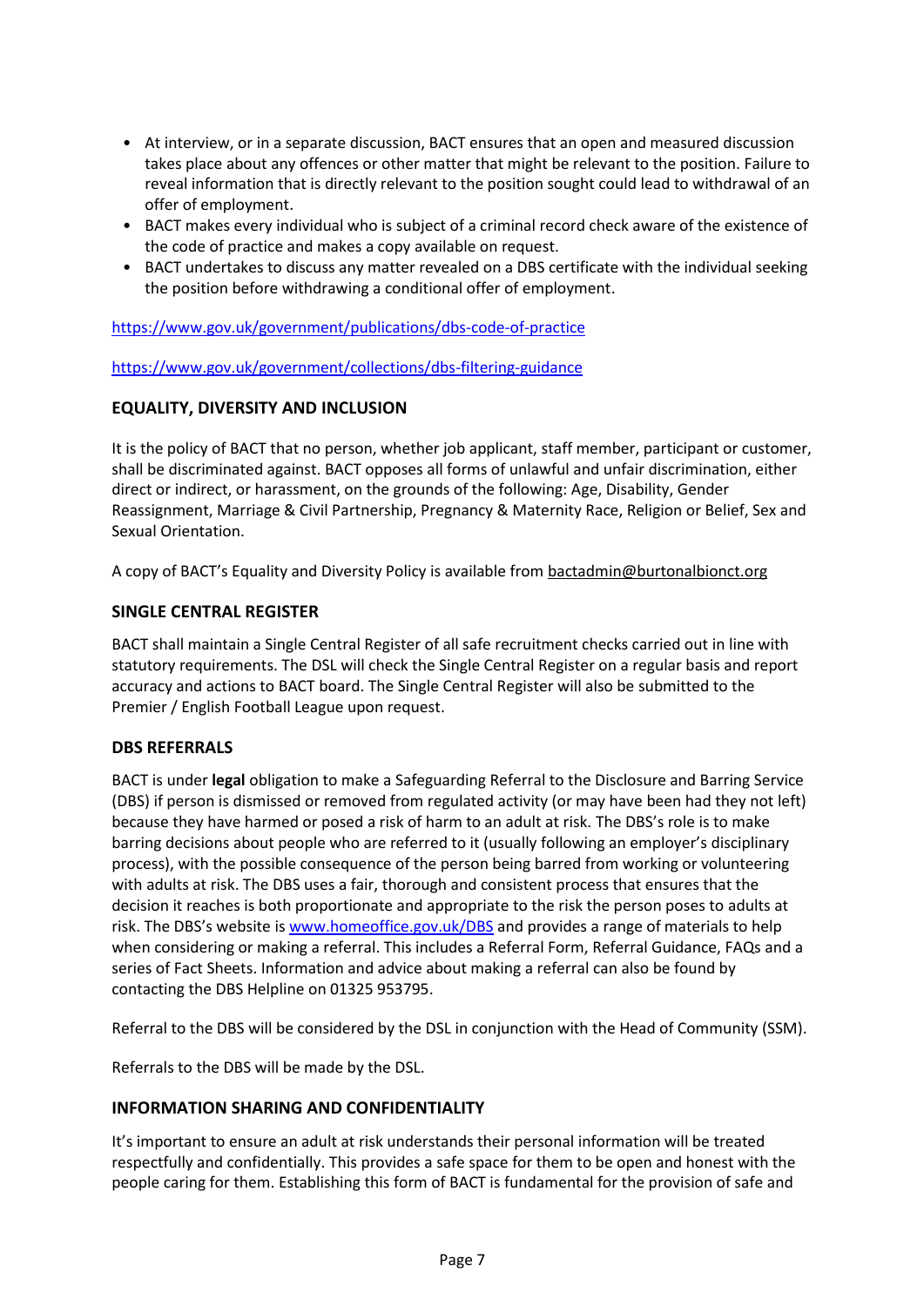- At interview, or in a separate discussion, BACT ensures that an open and measured discussion takes place about any offences or other matter that might be relevant to the position. Failure to reveal information that is directly relevant to the position sought could lead to withdrawal of an offer of employment.
- BACT makes every individual who is subject of a criminal record check aware of the existence of the code of practice and makes a copy available on request.
- BACT undertakes to discuss any matter revealed on a DBS certificate with the individual seeking the position before withdrawing a conditional offer of employment.

https://www.gov.uk/government/publications/dbs-code-of-practice

https://www.gov.uk/government/collections/dbs-filtering-guidance

## EQUALITY, DIVERSITY AND INCLUSION

It is the policy of BACT that no person, whether job applicant, staff member, participant or customer, shall be discriminated against. BACT opposes all forms of unlawful and unfair discrimination, either direct or indirect, or harassment, on the grounds of the following: Age, Disability, Gender Reassignment, Marriage & Civil Partnership, Pregnancy & Maternity Race, Religion or Belief, Sex and Sexual Orientation.

A copy of BACT's Equality and Diversity Policy is available from bactadmin@burtonalbionct.org

## SINGLE CENTRAL REGISTER

BACT shall maintain a Single Central Register of all safe recruitment checks carried out in line with statutory requirements. The DSL will check the Single Central Register on a regular basis and report accuracy and actions to BACT board. The Single Central Register will also be submitted to the Premier / English Football League upon request.

## DBS REFERRALS

BACT is under **legal** obligation to make a Safeguarding Referral to the Disclosure and Barring Service (DBS) if person is dismissed or removed from regulated activity (or may have been had they not left) because they have harmed or posed a risk of harm to an adult at risk. The DBS's role is to make barring decisions about people who are referred to it (usually following an employer's disciplinary process), with the possible consequence of the person being barred from working or volunteering with adults at risk. The DBS uses a fair, thorough and consistent process that ensures that the decision it reaches is both proportionate and appropriate to the risk the person poses to adults at risk. The DBS's website is www.homeoffice.gov.uk/DBS and provides a range of materials to help when considering or making a referral. This includes a Referral Form, Referral Guidance, FAQs and a series of Fact Sheets. Information and advice about making a referral can also be found by contacting the DBS Helpline on 01325 953795.

Referral to the DBS will be considered by the DSL in conjunction with the Head of Community (SSM).

Referrals to the DBS will be made by the DSL.

## INFORMATION SHARING AND CONFIDENTIALITY

It's important to ensure an adult at risk understands their personal information will be treated respectfully and confidentially. This provides a safe space for them to be open and honest with the people caring for them. Establishing this form of BACT is fundamental for the provision of safe and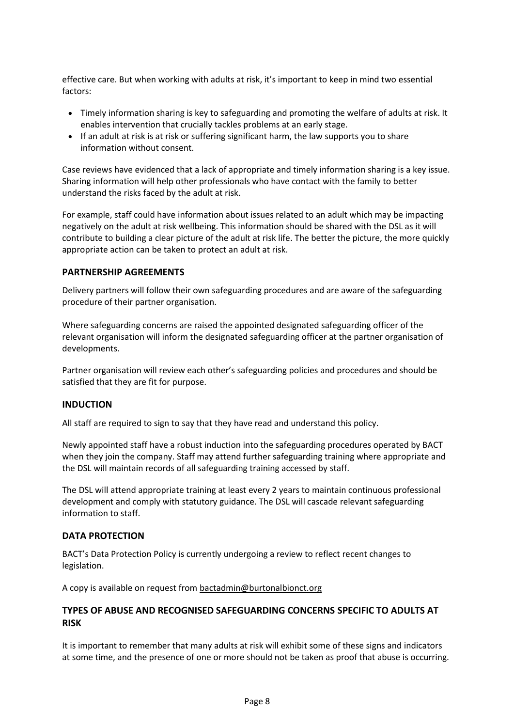effective care. But when working with adults at risk, it's important to keep in mind two essential factors:

- Timely information sharing is key to safeguarding and promoting the welfare of adults at risk. It enables intervention that crucially tackles problems at an early stage.
- If an adult at risk is at risk or suffering significant harm, the law supports you to share information without consent.

Case reviews have evidenced that a lack of appropriate and timely information sharing is a key issue. Sharing information will help other professionals who have contact with the family to better understand the risks faced by the adult at risk.

For example, staff could have information about issues related to an adult which may be impacting negatively on the adult at risk wellbeing. This information should be shared with the DSL as it will contribute to building a clear picture of the adult at risk life. The better the picture, the more quickly appropriate action can be taken to protect an adult at risk.

## PARTNERSHIP AGREEMENTS

Delivery partners will follow their own safeguarding procedures and are aware of the safeguarding procedure of their partner organisation.

Where safeguarding concerns are raised the appointed designated safeguarding officer of the relevant organisation will inform the designated safeguarding officer at the partner organisation of developments.

Partner organisation will review each other's safeguarding policies and procedures and should be satisfied that they are fit for purpose.

## INDUCTION

All staff are required to sign to say that they have read and understand this policy.

Newly appointed staff have a robust induction into the safeguarding procedures operated by BACT when they join the company. Staff may attend further safeguarding training where appropriate and the DSL will maintain records of all safeguarding training accessed by staff.

The DSL will attend appropriate training at least every 2 years to maintain continuous professional development and comply with statutory guidance. The DSL will cascade relevant safeguarding information to staff.

## DATA PROTECTION

BACT's Data Protection Policy is currently undergoing a review to reflect recent changes to legislation.

A copy is available on request from bactadmin@burtonalbionct.org

## TYPES OF ABUSE AND RECOGNISED SAFEGUARDING CONCERNS SPECIFIC TO ADULTS AT RISK

It is important to remember that many adults at risk will exhibit some of these signs and indicators at some time, and the presence of one or more should not be taken as proof that abuse is occurring.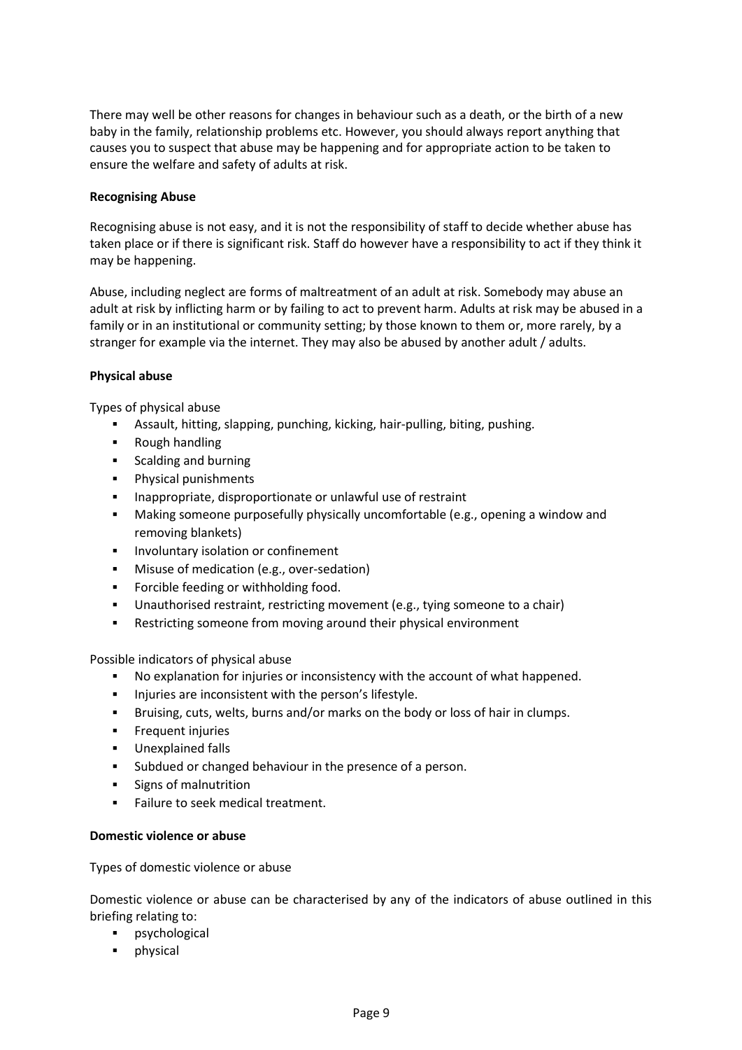There may well be other reasons for changes in behaviour such as a death, or the birth of a new baby in the family, relationship problems etc. However, you should always report anything that causes you to suspect that abuse may be happening and for appropriate action to be taken to ensure the welfare and safety of adults at risk.

**Recognising Abuse**

Recognising abuse is not easy, and it is not the responsibility of staff to decide whether abuse has taken place or if there is significant risk. Staff do however have a responsibility to act if they think it may be happening.

Abuse, including neglect are forms of maltreatment of an adult at risk. Somebody may abuse an adult at risk by inflicting harm or by failing to act to prevent harm. Adults at risk may be abused in a family or in an institutional or community setting; by those known to them or, more rarely, by a stranger for example via the internet. They may also be abused by another adult / adults.

**Physical abuse**

Types of physical abuse

- Assault, hitting, slapping, punching, kicking, hair-pulling, biting, pushing.
- Rough handling
- Scalding and burning
- Physical punishments
- Inappropriate, disproportionate or unlawful use of restraint
- Making someone purposefully physically uncomfortable (e.g., opening a window and removing blankets)
- Involuntary isolation or confinement
- Misuse of medication (e.g., over-sedation)
- Forcible feeding or withholding food.
- Unauthorised restraint, restricting movement (e.g., tying someone to a chair)
- Restricting someone from moving around their physical environment

Possible indicators of physical abuse

- No explanation for injuries or inconsistency with the account of what happened.
- Injuries are inconsistent with the person's lifestyle.
- Bruising, cuts, welts, burns and/or marks on the body or loss of hair in clumps.
- Frequent injuries
- Unexplained falls
- Subdued or changed behaviour in the presence of a person.
- Signs of malnutrition
- Failure to seek medical treatment.

**Domestic violence or abuse**

Types of domestic violence or abuse

Domestic violence or abuse can be characterised by any of the indicators of abuse outlined in this briefing relating to:

- psychological
- physical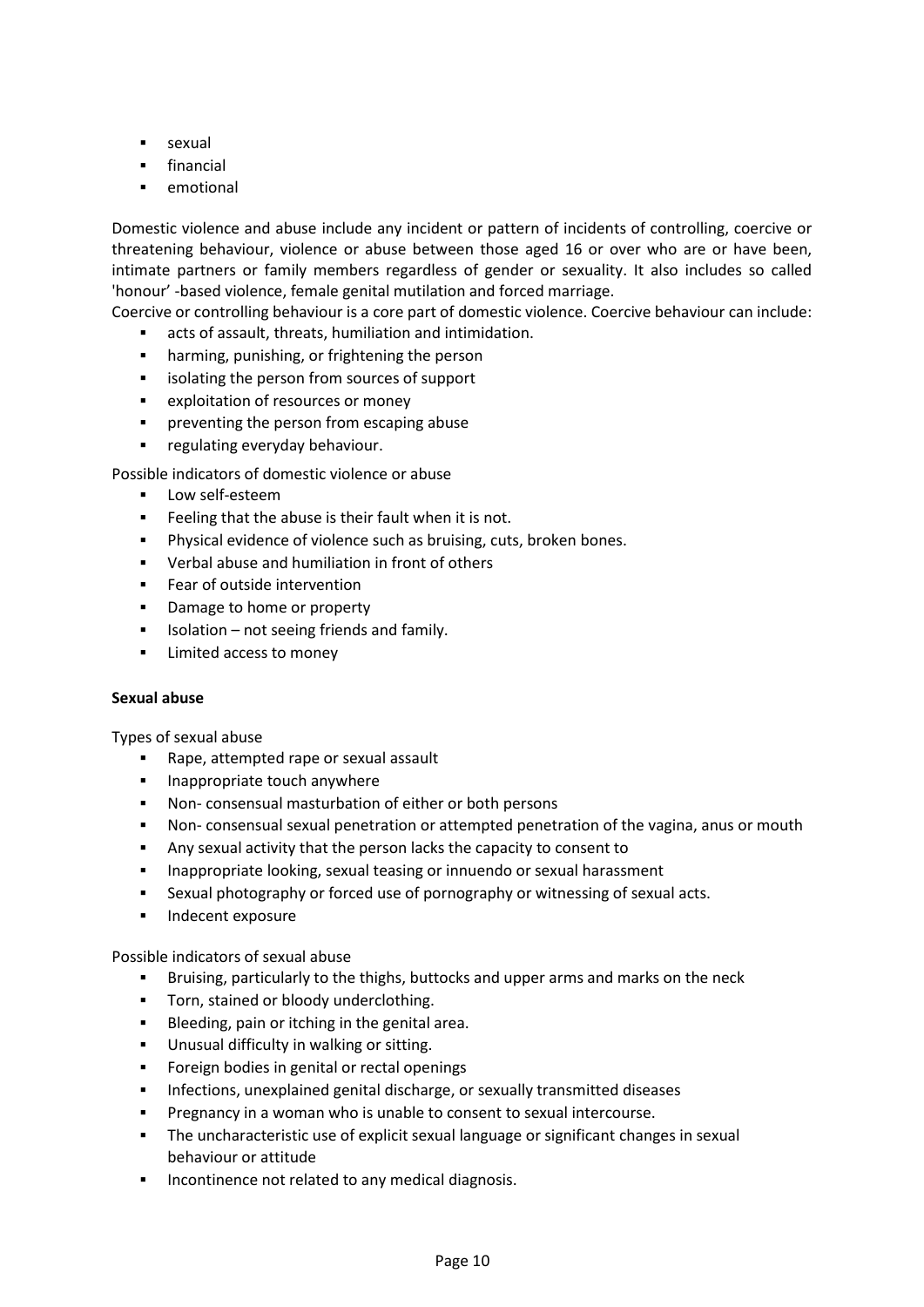- sexual
- financial
- emotional

Domestic violence and abuse include any incident or pattern of incidents of controlling, coercive or threatening behaviour, violence or abuse between those aged 16 or over who are or have been, intimate partners or family members regardless of gender or sexuality. It also includes so called 'honour' -based violence, female genital mutilation and forced marriage.

Coercive or controlling behaviour is a core part of domestic violence. Coercive behaviour can include:

- acts of assault, threats, humiliation and intimidation.
- harming, punishing, or frightening the person
- isolating the person from sources of support
- exploitation of resources or money
- preventing the person from escaping abuse
- regulating everyday behaviour.

Possible indicators of domestic violence or abuse

- Low self-esteem
- Feeling that the abuse is their fault when it is not.
- Physical evidence of violence such as bruising, cuts, broken bones.
- Verbal abuse and humiliation in front of others
- Fear of outside intervention
- Damage to home or property
- Isolation – not seeing friends and family.
- Limited access to money

**Sexual abuse**

Types of sexual abuse

- Rape, attempted rape or sexual assault
- Inappropriate touch anywhere
- Non- consensual masturbation of either or both persons
- Non- consensual sexual penetration or attempted penetration of the vagina, anus or mouth
- Any sexual activity that the person lacks the capacity to consent to
- Inappropriate looking, sexual teasing or innuendo or sexual harassment
- Sexual photography or forced use of pornography or witnessing of sexual acts.
- Indecent exposure

Possible indicators of sexual abuse

- Bruising, particularly to the thighs, buttocks and upper arms and marks on the neck
- Torn, stained or bloody underclothing.
- Bleeding, pain or itching in the genital area.
- Unusual difficulty in walking or sitting.
- Foreign bodies in genital or rectal openings
- Infections, unexplained genital discharge, or sexually transmitted diseases
- Pregnancy in a woman who is unable to consent to sexual intercourse.
- The uncharacteristic use of explicit sexual language or significant changes in sexual behaviour or attitude
- Incontinence not related to any medical diagnosis.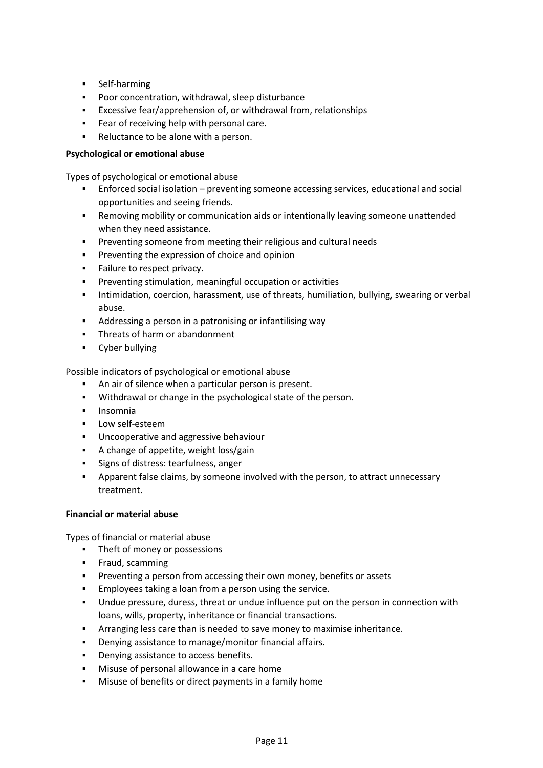- Self-harming
- Poor concentration, withdrawal, sleep disturbance
- Excessive fear/apprehension of, or withdrawal from, relationships
- Fear of receiving help with personal care.
- Reluctance to be alone with a person.

**Psychological or emotional abuse**

Types of psychological or emotional abuse

- Enforced social isolation – preventing someone accessing services, educational and social opportunities and seeing friends.
- Removing mobility or communication aids or intentionally leaving someone unattended when they need assistance.
- Preventing someone from meeting their religious and cultural needs
- Preventing the expression of choice and opinion
- Failure to respect privacy.
- Preventing stimulation, meaningful occupation or activities
- Intimidation, coercion, harassment, use of threats, humiliation, bullying, swearing or verbal abuse.
- Addressing a person in a patronising or infantilising way
- Threats of harm or abandonment
- Cyber bullying

Possible indicators of psychological or emotional abuse

- An air of silence when a particular person is present.
- Withdrawal or change in the psychological state of the person.
- Insomnia
- Low self-esteem
- Uncooperative and aggressive behaviour
- A change of appetite, weight loss/gain
- Signs of distress: tearfulness, anger
- Apparent false claims, by someone involved with the person, to attract unnecessary treatment.

**Financial or material abuse**

Types of financial or material abuse

- Theft of money or possessions
- Fraud, scamming
- Preventing a person from accessing their own money, benefits or assets
- Employees taking a loan from a person using the service.
- Undue pressure, duress, threat or undue influence put on the person in connection with loans, wills, property, inheritance or financial transactions.
- Arranging less care than is needed to save money to maximise inheritance.
- Denying assistance to manage/monitor financial affairs.
- Denying assistance to access benefits.
- Misuse of personal allowance in a care home
- Misuse of benefits or direct payments in a family home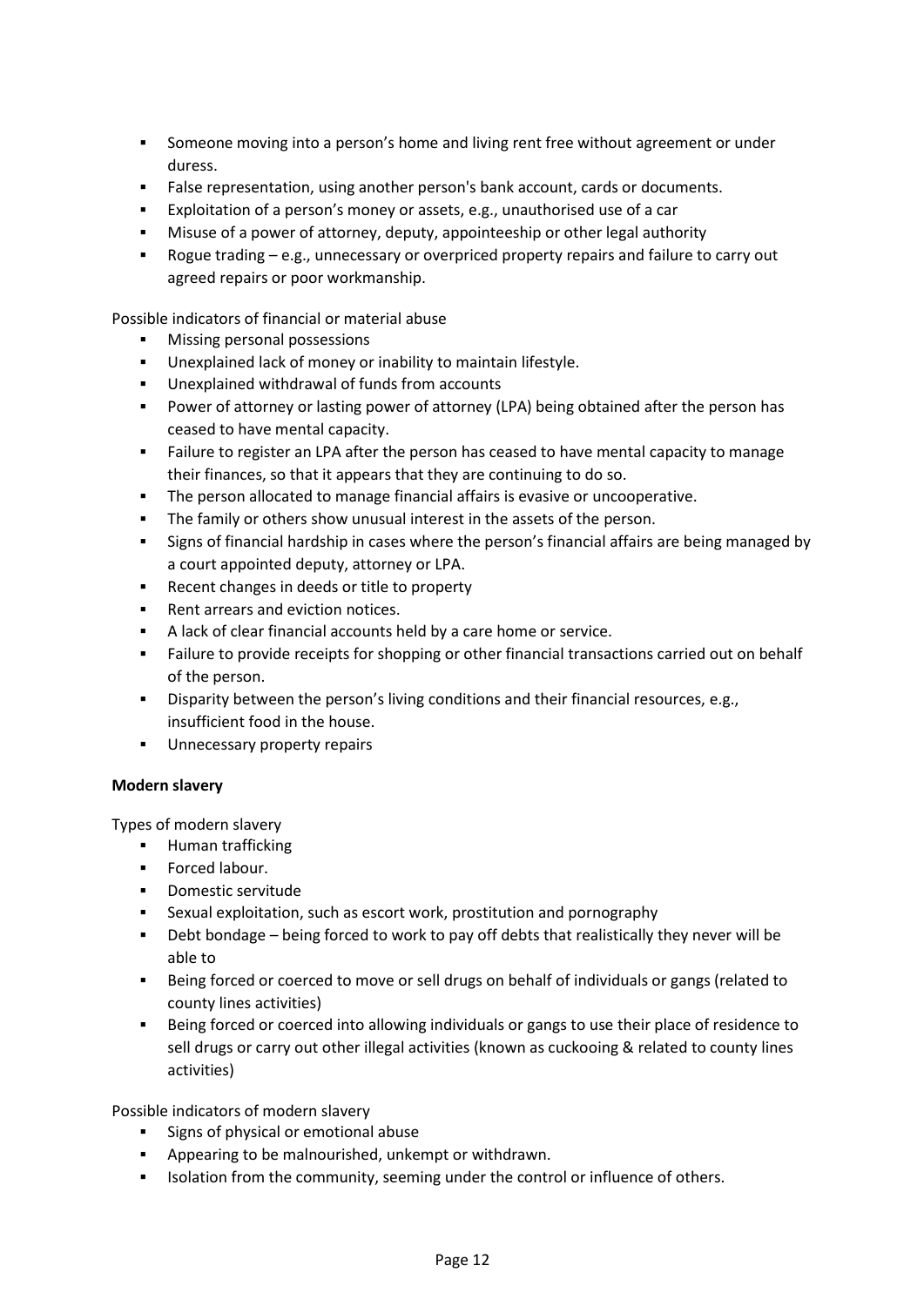- Someone moving into a person's home and living rent free without agreement or under duress.
- False representation, using another person's bank account, cards or documents.
- Exploitation of a person's money or assets, e.g., unauthorised use of a car
- Misuse of a power of attorney, deputy, appointeeship or other legal authority
- Rogue trading – e.g., unnecessary or overpriced property repairs and failure to carry out agreed repairs or poor workmanship.

Possible indicators of financial or material abuse

- Missing personal possessions
- Unexplained lack of money or inability to maintain lifestyle.
- Unexplained withdrawal of funds from accounts
- Power of attorney or lasting power of attorney (LPA) being obtained after the person has ceased to have mental capacity.
- Failure to register an LPA after the person has ceased to have mental capacity to manage their finances, so that it appears that they are continuing to do so.
- The person allocated to manage financial affairs is evasive or uncooperative.
- The family or others show unusual interest in the assets of the person.
- Signs of financial hardship in cases where the person's financial affairs are being managed by a court appointed deputy, attorney or LPA.
- Recent changes in deeds or title to property
- Rent arrears and eviction notices.
- A lack of clear financial accounts held by a care home or service.
- Failure to provide receipts for shopping or other financial transactions carried out on behalf of the person.
- Disparity between the person's living conditions and their financial resources, e.g., insufficient food in the house.
- Unnecessary property repairs

**Modern slavery**

Types of modern slavery

- Human trafficking
- Forced labour.
- Domestic servitude
- Sexual exploitation, such as escort work, prostitution and pornography
- Debt bondage – being forced to work to pay off debts that realistically they never will be able to
- Being forced or coerced to move or sell drugs on behalf of individuals or gangs (related to county lines activities)
- Being forced or coerced into allowing individuals or gangs to use their place of residence to sell drugs or carry out other illegal activities (known as cuckooing & related to county lines activities)

Possible indicators of modern slavery

- Signs of physical or emotional abuse
- Appearing to be malnourished, unkempt or withdrawn.
- Isolation from the community, seeming under the control or influence of others.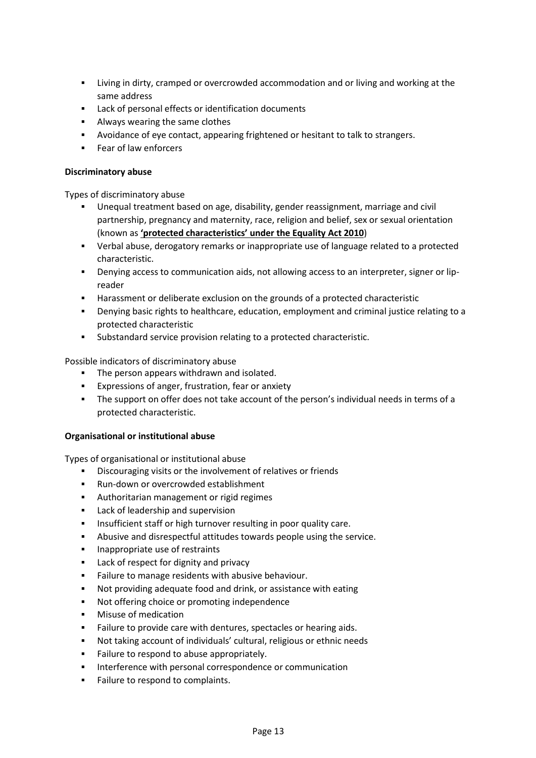- Living in dirty, cramped or overcrowded accommodation and or living and working at the same address
- Lack of personal effects or identification documents
- Always wearing the same clothes
- Avoidance of eye contact, appearing frightened or hesitant to talk to strangers.
- Fear of law enforcers

**Discriminatory abuse**

Types of discriminatory abuse

- Unequal treatment based on age, disability, gender reassignment, marriage and civil partnership, pregnancy and maternity, race, religion and belief, sex or sexual orientation (known as **'protected characteristics' under the Equality Act 2010**)
- Verbal abuse, derogatory remarks or inappropriate use of language related to a protected characteristic.
- Denying access to communication aids, not allowing access to an interpreter, signer or lip-reader
- Harassment or deliberate exclusion on the grounds of a protected characteristic
- Denying basic rights to healthcare, education, employment and criminal justice relating to a protected characteristic
- Substandard service provision relating to a protected characteristic.

Possible indicators of discriminatory abuse

- The person appears withdrawn and isolated.
- Expressions of anger, frustration, fear or anxiety
- The support on offer does not take account of the person's individual needs in terms of a protected characteristic.

**Organisational or institutional abuse**

Types of organisational or institutional abuse

- Discouraging visits or the involvement of relatives or friends
- Run-down or overcrowded establishment
- Authoritarian management or rigid regimes
- Lack of leadership and supervision
- Insufficient staff or high turnover resulting in poor quality care.
- Abusive and disrespectful attitudes towards people using the service.
- Inappropriate use of restraints
- Lack of respect for dignity and privacy
- Failure to manage residents with abusive behaviour.
- Not providing adequate food and drink, or assistance with eating
- Not offering choice or promoting independence
- Misuse of medication
- Failure to provide care with dentures, spectacles or hearing aids.
- Not taking account of individuals' cultural, religious or ethnic needs
- Failure to respond to abuse appropriately.
- Interference with personal correspondence or communication
- Failure to respond to complaints.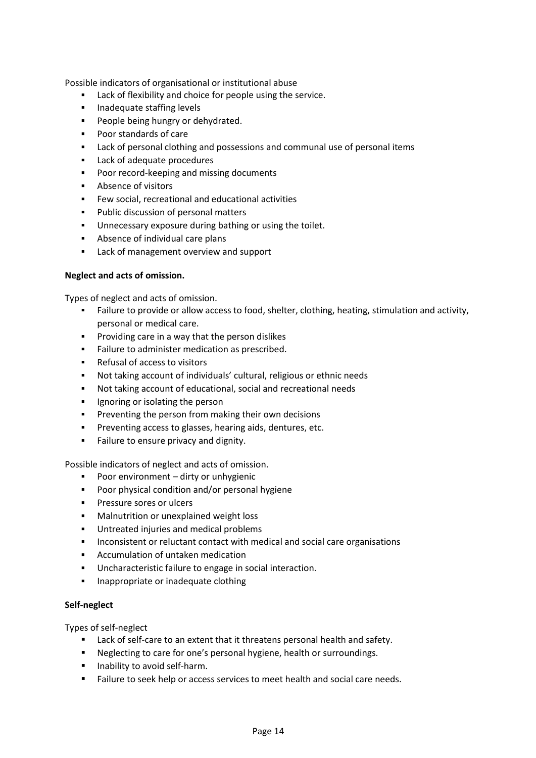Possible indicators of organisational or institutional abuse

- Lack of flexibility and choice for people using the service.
- Inadequate staffing levels
- People being hungry or dehydrated.
- Poor standards of care
- Lack of personal clothing and possessions and communal use of personal items
- Lack of adequate procedures
- Poor record-keeping and missing documents
- Absence of visitors
- Few social, recreational and educational activities
- Public discussion of personal matters
- Unnecessary exposure during bathing or using the toilet.
- Absence of individual care plans
- Lack of management overview and support

**Neglect and acts of omission.**

Types of neglect and acts of omission.

- Failure to provide or allow access to food, shelter, clothing, heating, stimulation and activity, personal or medical care.
- Providing care in a way that the person dislikes
- Failure to administer medication as prescribed.
- Refusal of access to visitors
- Not taking account of individuals' cultural, religious or ethnic needs
- Not taking account of educational, social and recreational needs
- Ignoring or isolating the person
- Preventing the person from making their own decisions
- Preventing access to glasses, hearing aids, dentures, etc.
- Failure to ensure privacy and dignity.

Possible indicators of neglect and acts of omission.

- Poor environment – dirty or unhygienic
- Poor physical condition and/or personal hygiene
- Pressure sores or ulcers
- Malnutrition or unexplained weight loss
- Untreated injuries and medical problems
- Inconsistent or reluctant contact with medical and social care organisations
- Accumulation of untaken medication
- Uncharacteristic failure to engage in social interaction.
- Inappropriate or inadequate clothing

**Self-neglect**

Types of self-neglect

- Lack of self-care to an extent that it threatens personal health and safety.
- Neglecting to care for one's personal hygiene, health or surroundings.
- Inability to avoid self-harm.
- Failure to seek help or access services to meet health and social care needs.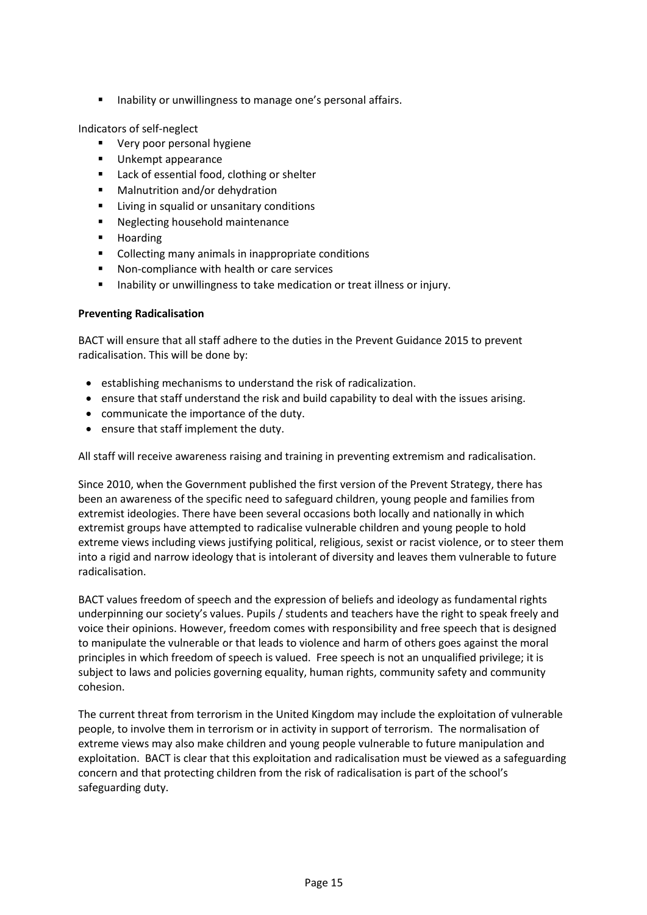- Inability or unwillingness to manage one's personal affairs.

Indicators of self-neglect

- Very poor personal hygiene
- Unkempt appearance
- Lack of essential food, clothing or shelter
- Malnutrition and/or dehydration
- Living in squalid or unsanitary conditions
- Neglecting household maintenance
- Hoarding
- Collecting many animals in inappropriate conditions
- Non-compliance with health or care services
- Inability or unwillingness to take medication or treat illness or injury.

**Preventing Radicalisation**

BACT will ensure that all staff adhere to the duties in the Prevent Guidance 2015 to prevent radicalisation. This will be done by:

- establishing mechanisms to understand the risk of radicalization.
- ensure that staff understand the risk and build capability to deal with the issues arising.
- communicate the importance of the duty.
- ensure that staff implement the duty.

All staff will receive awareness raising and training in preventing extremism and radicalisation.

Since 2010, when the Government published the first version of the Prevent Strategy, there has been an awareness of the specific need to safeguard children, young people and families from extremist ideologies. There have been several occasions both locally and nationally in which extremist groups have attempted to radicalise vulnerable children and young people to hold extreme views including views justifying political, religious, sexist or racist violence, or to steer them into a rigid and narrow ideology that is intolerant of diversity and leaves them vulnerable to future radicalisation.

BACT values freedom of speech and the expression of beliefs and ideology as fundamental rights underpinning our society's values. Pupils / students and teachers have the right to speak freely and voice their opinions. However, freedom comes with responsibility and free speech that is designed to manipulate the vulnerable or that leads to violence and harm of others goes against the moral principles in which freedom of speech is valued. Free speech is not an unqualified privilege; it is subject to laws and policies governing equality, human rights, community safety and community cohesion.

The current threat from terrorism in the United Kingdom may include the exploitation of vulnerable people, to involve them in terrorism or in activity in support of terrorism. The normalisation of extreme views may also make children and young people vulnerable to future manipulation and exploitation. BACT is clear that this exploitation and radicalisation must be viewed as a safeguarding concern and that protecting children from the risk of radicalisation is part of the school's safeguarding duty.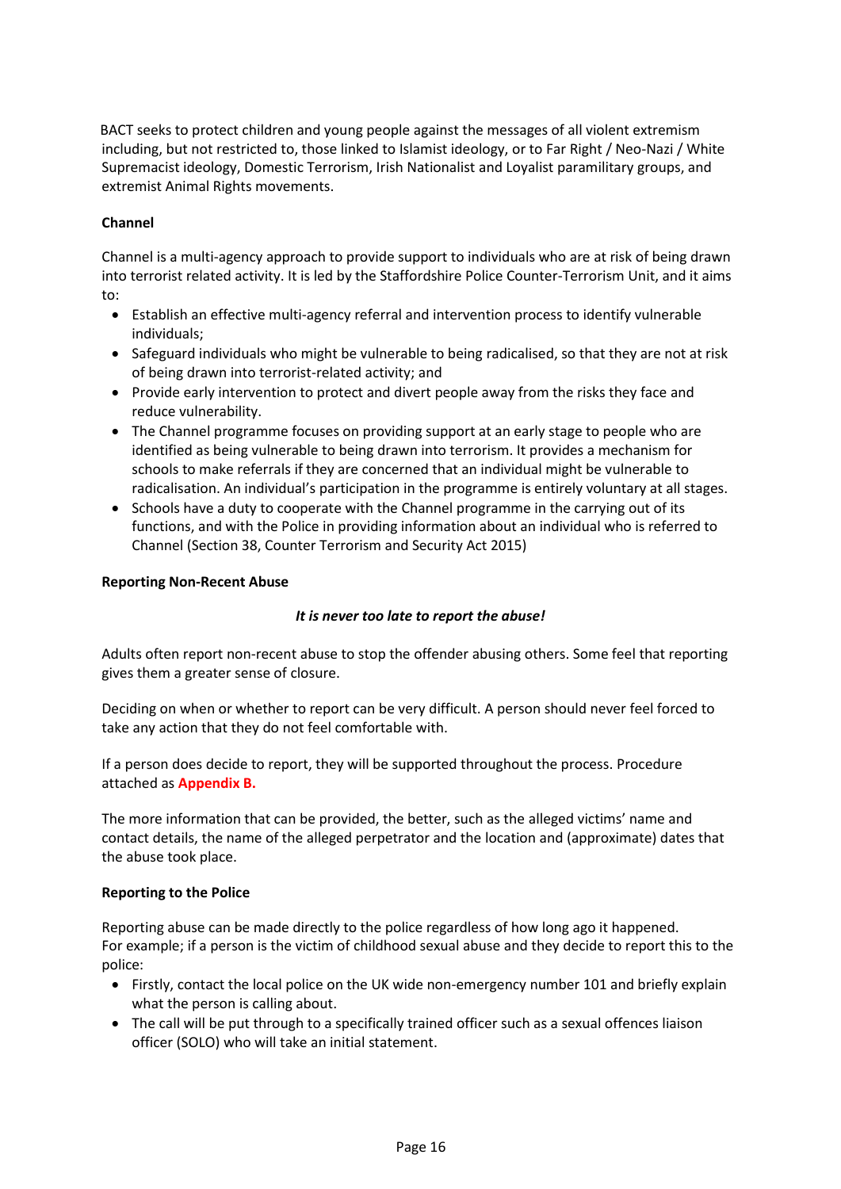BACT seeks to protect children and young people against the messages of all violent extremism including, but not restricted to, those linked to Islamist ideology, or to Far Right / Neo-Nazi / White Supremacist ideology, Domestic Terrorism, Irish Nationalist and Loyalist paramilitary groups, and extremist Animal Rights movements.

**Channel**

Channel is a multi-agency approach to provide support to individuals who are at risk of being drawn into terrorist related activity. It is led by the Staffordshire Police Counter-Terrorism Unit, and it aims to:

- Establish an effective multi-agency referral and intervention process to identify vulnerable individuals;
- Safeguard individuals who might be vulnerable to being radicalised, so that they are not at risk of being drawn into terrorist-related activity; and
- Provide early intervention to protect and divert people away from the risks they face and reduce vulnerability.
- The Channel programme focuses on providing support at an early stage to people who are identified as being vulnerable to being drawn into terrorism. It provides a mechanism for schools to make referrals if they are concerned that an individual might be vulnerable to radicalisation. An individual's participation in the programme is entirely voluntary at all stages.
- Schools have a duty to cooperate with the Channel programme in the carrying out of its functions, and with the Police in providing information about an individual who is referred to Channel (Section 38, Counter Terrorism and Security Act 2015)

**Reporting Non-Recent Abuse**

***It is never too late to report the abuse!***

Adults often report non-recent abuse to stop the offender abusing others. Some feel that reporting gives them a greater sense of closure.

Deciding on when or whether to report can be very difficult. A person should never feel forced to take any action that they do not feel comfortable with.

If a person does decide to report, they will be supported throughout the process. Procedure attached as **Appendix B.**

The more information that can be provided, the better, such as the alleged victims' name and contact details, the name of the alleged perpetrator and the location and (approximate) dates that the abuse took place.

**Reporting to the Police**

Reporting abuse can be made directly to the police regardless of how long ago it happened.
For example; if a person is the victim of childhood sexual abuse and they decide to report this to the police:

- Firstly, contact the local police on the UK wide non-emergency number 101 and briefly explain what the person is calling about.
- The call will be put through to a specifically trained officer such as a sexual offences liaison officer (SOLO) who will take an initial statement.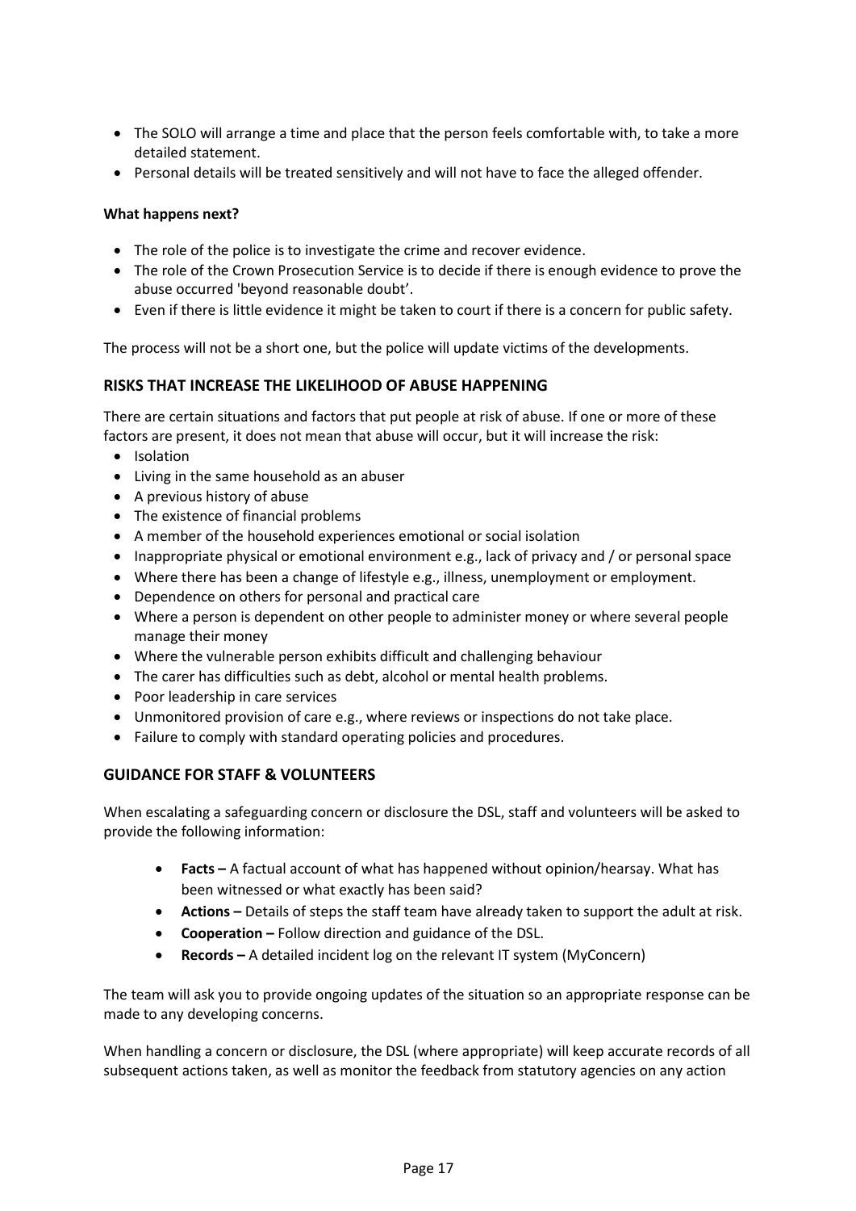- The SOLO will arrange a time and place that the person feels comfortable with, to take a more detailed statement.
- Personal details will be treated sensitively and will not have to face the alleged offender.

**What happens next?**

- The role of the police is to investigate the crime and recover evidence.
- The role of the Crown Prosecution Service is to decide if there is enough evidence to prove the abuse occurred 'beyond reasonable doubt'.
- Even if there is little evidence it might be taken to court if there is a concern for public safety.

The process will not be a short one, but the police will update victims of the developments.

## RISKS THAT INCREASE THE LIKELIHOOD OF ABUSE HAPPENING

There are certain situations and factors that put people at risk of abuse. If one or more of these factors are present, it does not mean that abuse will occur, but it will increase the risk:

- Isolation
- Living in the same household as an abuser
- A previous history of abuse
- The existence of financial problems
- A member of the household experiences emotional or social isolation
- Inappropriate physical or emotional environment e.g., lack of privacy and / or personal space
- Where there has been a change of lifestyle e.g., illness, unemployment or employment.
- Dependence on others for personal and practical care
- Where a person is dependent on other people to administer money or where several people manage their money
- Where the vulnerable person exhibits difficult and challenging behaviour
- The carer has difficulties such as debt, alcohol or mental health problems.
- Poor leadership in care services
- Unmonitored provision of care e.g., where reviews or inspections do not take place.
- Failure to comply with standard operating policies and procedures.

## GUIDANCE FOR STAFF & VOLUNTEERS

When escalating a safeguarding concern or disclosure the DSL, staff and volunteers will be asked to provide the following information:

- **Facts –** A factual account of what has happened without opinion/hearsay. What has been witnessed or what exactly has been said?
- **Actions –** Details of steps the staff team have already taken to support the adult at risk.
- **Cooperation –** Follow direction and guidance of the DSL.
- **Records –** A detailed incident log on the relevant IT system (MyConcern)

The team will ask you to provide ongoing updates of the situation so an appropriate response can be made to any developing concerns.

When handling a concern or disclosure, the DSL (where appropriate) will keep accurate records of all subsequent actions taken, as well as monitor the feedback from statutory agencies on any action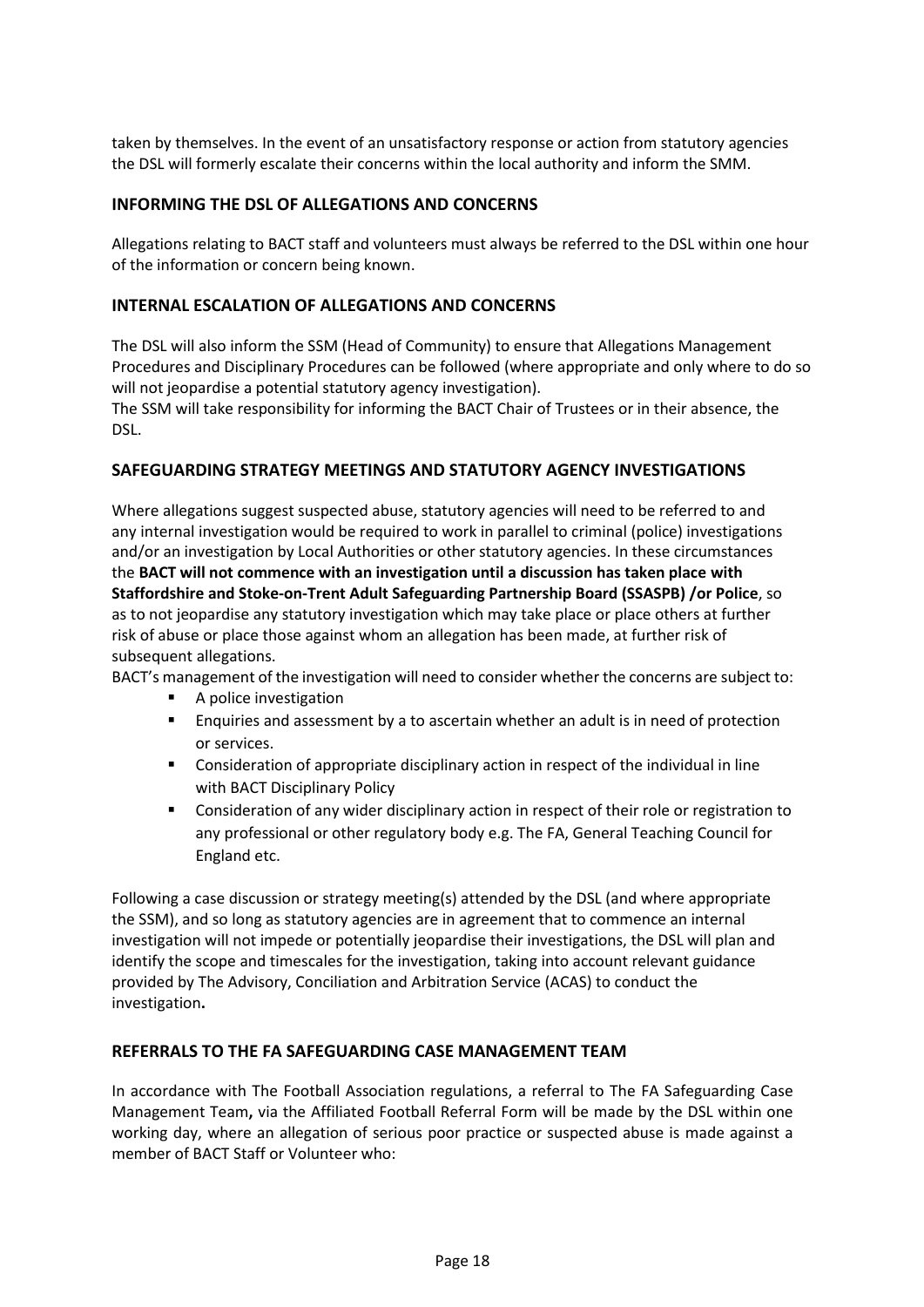taken by themselves. In the event of an unsatisfactory response or action from statutory agencies the DSL will formerly escalate their concerns within the local authority and inform the SMM.

## INFORMING THE DSL OF ALLEGATIONS AND CONCERNS

Allegations relating to BACT staff and volunteers must always be referred to the DSL within one hour of the information or concern being known.

## INTERNAL ESCALATION OF ALLEGATIONS AND CONCERNS

The DSL will also inform the SSM (Head of Community) to ensure that Allegations Management Procedures and Disciplinary Procedures can be followed (where appropriate and only where to do so will not jeopardise a potential statutory agency investigation).
The SSM will take responsibility for informing the BACT Chair of Trustees or in their absence, the DSL.

## SAFEGUARDING STRATEGY MEETINGS AND STATUTORY AGENCY INVESTIGATIONS

Where allegations suggest suspected abuse, statutory agencies will need to be referred to and any internal investigation would be required to work in parallel to criminal (police) investigations and/or an investigation by Local Authorities or other statutory agencies. In these circumstances the **BACT will not commence with an investigation until a discussion has taken place with Staffordshire and Stoke-on-Trent Adult Safeguarding Partnership Board (SSASPB) /or Police**, so as to not jeopardise any statutory investigation which may take place or place others at further risk of abuse or place those against whom an allegation has been made, at further risk of subsequent allegations.
BACT's management of the investigation will need to consider whether the concerns are subject to:

- A police investigation
- Enquiries and assessment by a to ascertain whether an adult is in need of protection or services.
- Consideration of appropriate disciplinary action in respect of the individual in line with BACT Disciplinary Policy
- Consideration of any wider disciplinary action in respect of their role or registration to any professional or other regulatory body e.g. The FA, General Teaching Council for England etc.

Following a case discussion or strategy meeting(s) attended by the DSL (and where appropriate the SSM), and so long as statutory agencies are in agreement that to commence an internal investigation will not impede or potentially jeopardise their investigations, the DSL will plan and identify the scope and timescales for the investigation, taking into account relevant guidance provided by The Advisory, Conciliation and Arbitration Service (ACAS) to conduct the investigation**.**

## REFERRALS TO THE FA SAFEGUARDING CASE MANAGEMENT TEAM

In accordance with The Football Association regulations, a referral to The FA Safeguarding Case Management Team**,** via the Affiliated Football Referral Form will be made by the DSL within one working day, where an allegation of serious poor practice or suspected abuse is made against a member of BACT Staff or Volunteer who: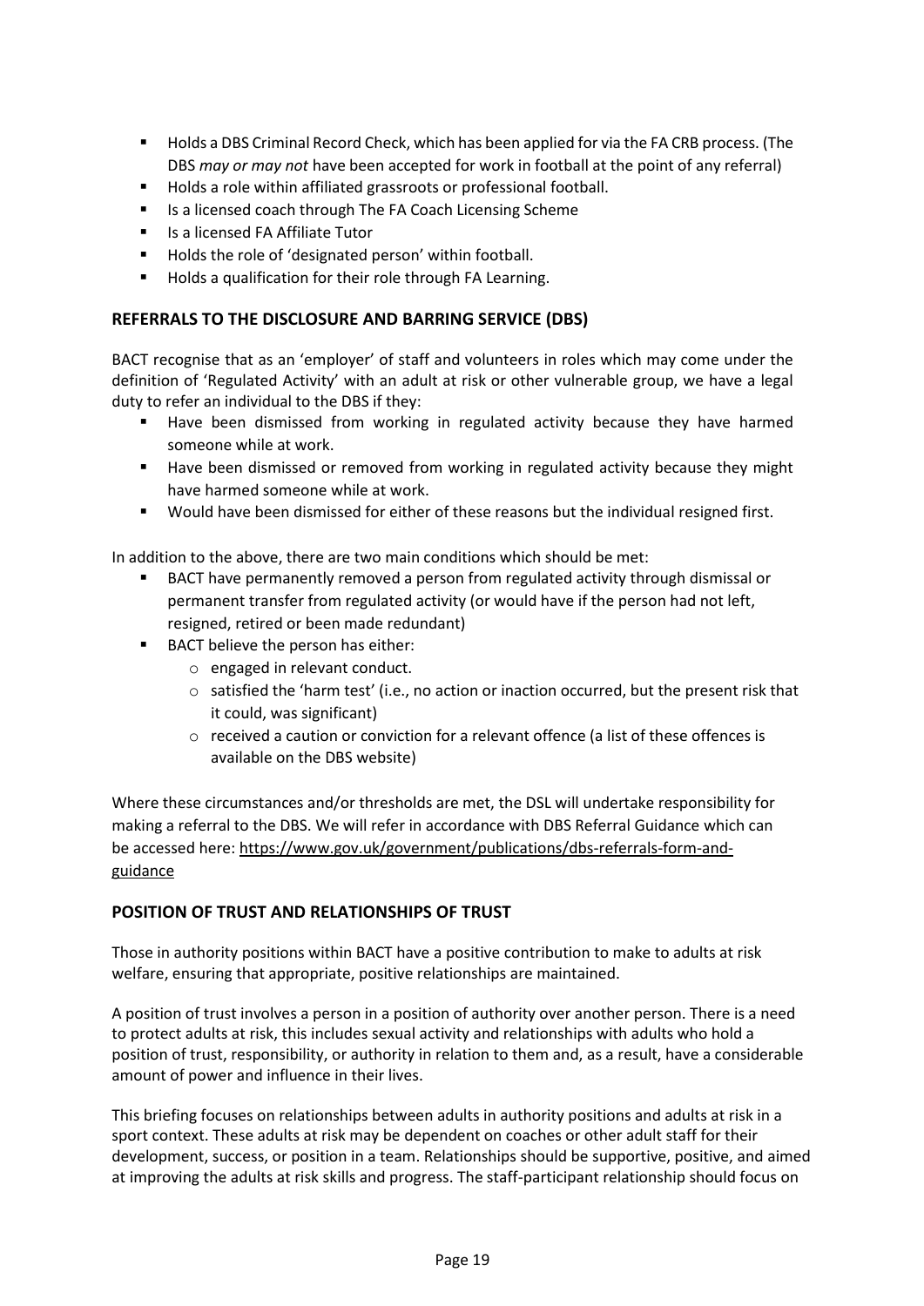- Holds a DBS Criminal Record Check, which has been applied for via the FA CRB process. (The DBS *may or may not* have been accepted for work in football at the point of any referral)
- Holds a role within affiliated grassroots or professional football.
- Is a licensed coach through The FA Coach Licensing Scheme
- Is a licensed FA Affiliate Tutor
- Holds the role of 'designated person' within football.
- Holds a qualification for their role through FA Learning.

## REFERRALS TO THE DISCLOSURE AND BARRING SERVICE (DBS)

BACT recognise that as an 'employer' of staff and volunteers in roles which may come under the definition of 'Regulated Activity' with an adult at risk or other vulnerable group, we have a legal duty to refer an individual to the DBS if they:

- Have been dismissed from working in regulated activity because they have harmed someone while at work.
- Have been dismissed or removed from working in regulated activity because they might have harmed someone while at work.
- Would have been dismissed for either of these reasons but the individual resigned first.

In addition to the above, there are two main conditions which should be met:

- BACT have permanently removed a person from regulated activity through dismissal or permanent transfer from regulated activity (or would have if the person had not left, resigned, retired or been made redundant)
- BACT believe the person has either:
  - engaged in relevant conduct.
  - satisfied the 'harm test' (i.e., no action or inaction occurred, but the present risk that it could, was significant)
  - received a caution or conviction for a relevant offence (a list of these offences is available on the DBS website)

Where these circumstances and/or thresholds are met, the DSL will undertake responsibility for making a referral to the DBS. We will refer in accordance with DBS Referral Guidance which can be accessed here: https://www.gov.uk/government/publications/dbs-referrals-form-and-guidance

## POSITION OF TRUST AND RELATIONSHIPS OF TRUST

Those in authority positions within BACT have a positive contribution to make to adults at risk welfare, ensuring that appropriate, positive relationships are maintained.

A position of trust involves a person in a position of authority over another person. There is a need to protect adults at risk, this includes sexual activity and relationships with adults who hold a position of trust, responsibility, or authority in relation to them and, as a result, have a considerable amount of power and influence in their lives.

This briefing focuses on relationships between adults in authority positions and adults at risk in a sport context. These adults at risk may be dependent on coaches or other adult staff for their development, success, or position in a team. Relationships should be supportive, positive, and aimed at improving the adults at risk skills and progress. The staff-participant relationship should focus on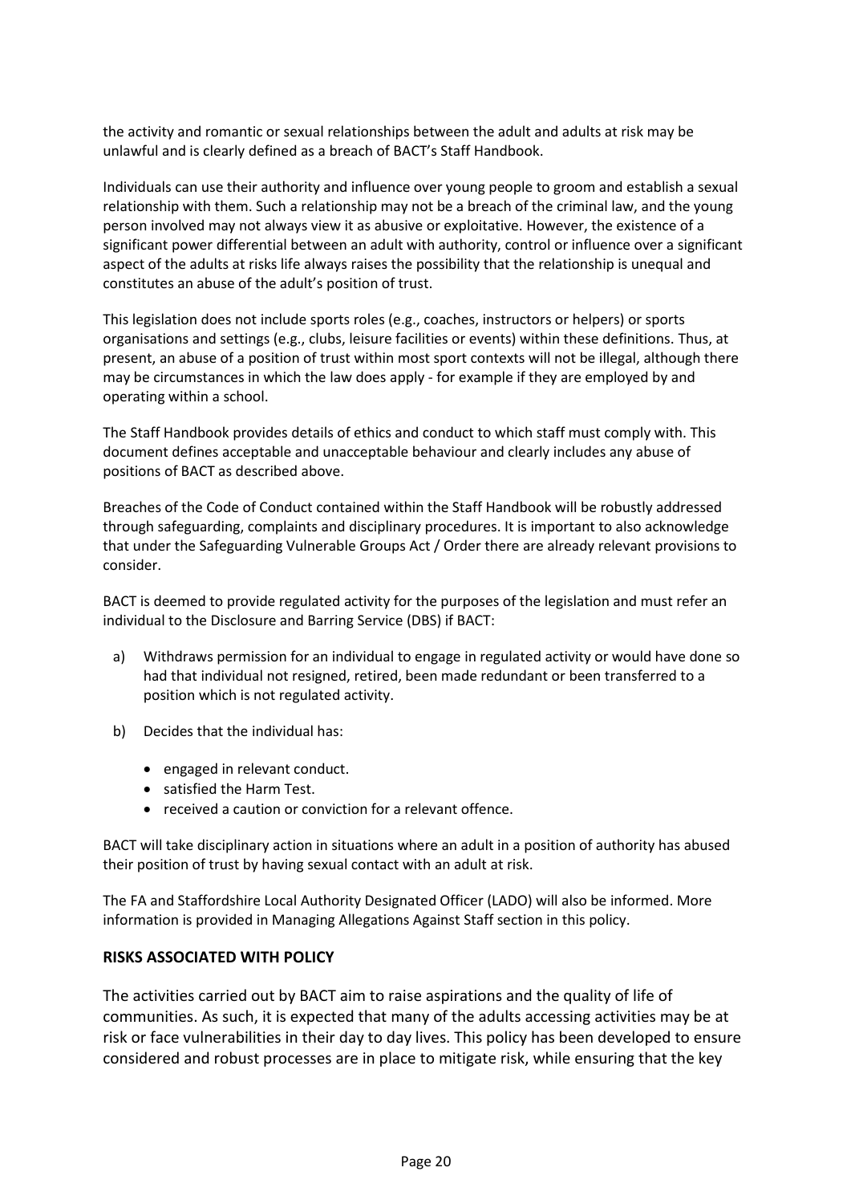the activity and romantic or sexual relationships between the adult and adults at risk may be unlawful and is clearly defined as a breach of BACT's Staff Handbook.

Individuals can use their authority and influence over young people to groom and establish a sexual relationship with them. Such a relationship may not be a breach of the criminal law, and the young person involved may not always view it as abusive or exploitative. However, the existence of a significant power differential between an adult with authority, control or influence over a significant aspect of the adults at risks life always raises the possibility that the relationship is unequal and constitutes an abuse of the adult's position of trust.

This legislation does not include sports roles (e.g., coaches, instructors or helpers) or sports organisations and settings (e.g., clubs, leisure facilities or events) within these definitions. Thus, at present, an abuse of a position of trust within most sport contexts will not be illegal, although there may be circumstances in which the law does apply - for example if they are employed by and operating within a school.

The Staff Handbook provides details of ethics and conduct to which staff must comply with. This document defines acceptable and unacceptable behaviour and clearly includes any abuse of positions of BACT as described above.

Breaches of the Code of Conduct contained within the Staff Handbook will be robustly addressed through safeguarding, complaints and disciplinary procedures. It is important to also acknowledge that under the Safeguarding Vulnerable Groups Act / Order there are already relevant provisions to consider.

BACT is deemed to provide regulated activity for the purposes of the legislation and must refer an individual to the Disclosure and Barring Service (DBS) if BACT:

a) Withdraws permission for an individual to engage in regulated activity or would have done so had that individual not resigned, retired, been made redundant or been transferred to a position which is not regulated activity.

b) Decides that the individual has:

   - engaged in relevant conduct.
   - satisfied the Harm Test.
   - received a caution or conviction for a relevant offence.

BACT will take disciplinary action in situations where an adult in a position of authority has abused their position of trust by having sexual contact with an adult at risk.

The FA and Staffordshire Local Authority Designated Officer (LADO) will also be informed. More information is provided in Managing Allegations Against Staff section in this policy.

**RISKS ASSOCIATED WITH POLICY**

The activities carried out by BACT aim to raise aspirations and the quality of life of communities. As such, it is expected that many of the adults accessing activities may be at risk or face vulnerabilities in their day to day lives. This policy has been developed to ensure considered and robust processes are in place to mitigate risk, while ensuring that the key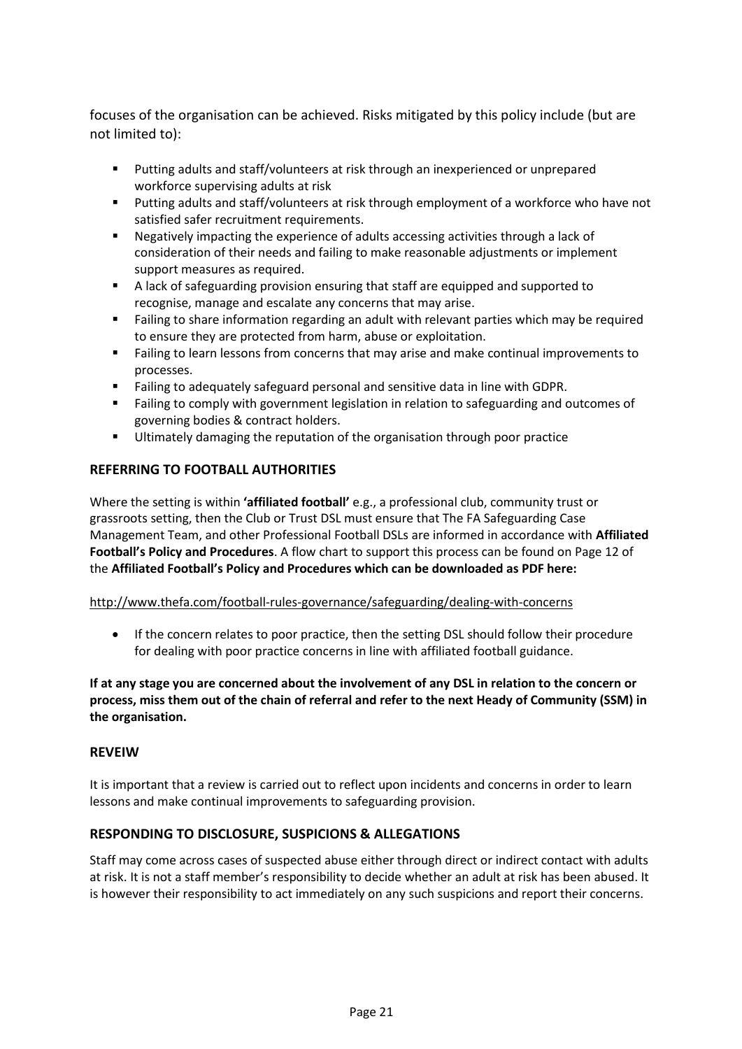focuses of the organisation can be achieved. Risks mitigated by this policy include (but are not limited to):

- Putting adults and staff/volunteers at risk through an inexperienced or unprepared workforce supervising adults at risk
- Putting adults and staff/volunteers at risk through employment of a workforce who have not satisfied safer recruitment requirements.
- Negatively impacting the experience of adults accessing activities through a lack of consideration of their needs and failing to make reasonable adjustments or implement support measures as required.
- A lack of safeguarding provision ensuring that staff are equipped and supported to recognise, manage and escalate any concerns that may arise.
- Failing to share information regarding an adult with relevant parties which may be required to ensure they are protected from harm, abuse or exploitation.
- Failing to learn lessons from concerns that may arise and make continual improvements to processes.
- Failing to adequately safeguard personal and sensitive data in line with GDPR.
- Failing to comply with government legislation in relation to safeguarding and outcomes of governing bodies & contract holders.
- Ultimately damaging the reputation of the organisation through poor practice

## REFERRING TO FOOTBALL AUTHORITIES

Where the setting is within **'affiliated football'** e.g., a professional club, community trust or grassroots setting, then the Club or Trust DSL must ensure that The FA Safeguarding Case Management Team, and other Professional Football DSLs are informed in accordance with **Affiliated Football's Policy and Procedures**. A flow chart to support this process can be found on Page 12 of the **Affiliated Football's Policy and Procedures which can be downloaded as PDF here:**

http://www.thefa.com/football-rules-governance/safeguarding/dealing-with-concerns

- If the concern relates to poor practice, then the setting DSL should follow their procedure for dealing with poor practice concerns in line with affiliated football guidance.

**If at any stage you are concerned about the involvement of any DSL in relation to the concern or process, miss them out of the chain of referral and refer to the next Heady of Community (SSM) in the organisation.**

## REVEIW

It is important that a review is carried out to reflect upon incidents and concerns in order to learn lessons and make continual improvements to safeguarding provision.

## RESPONDING TO DISCLOSURE, SUSPICIONS & ALLEGATIONS

Staff may come across cases of suspected abuse either through direct or indirect contact with adults at risk. It is not a staff member's responsibility to decide whether an adult at risk has been abused. It is however their responsibility to act immediately on any such suspicions and report their concerns.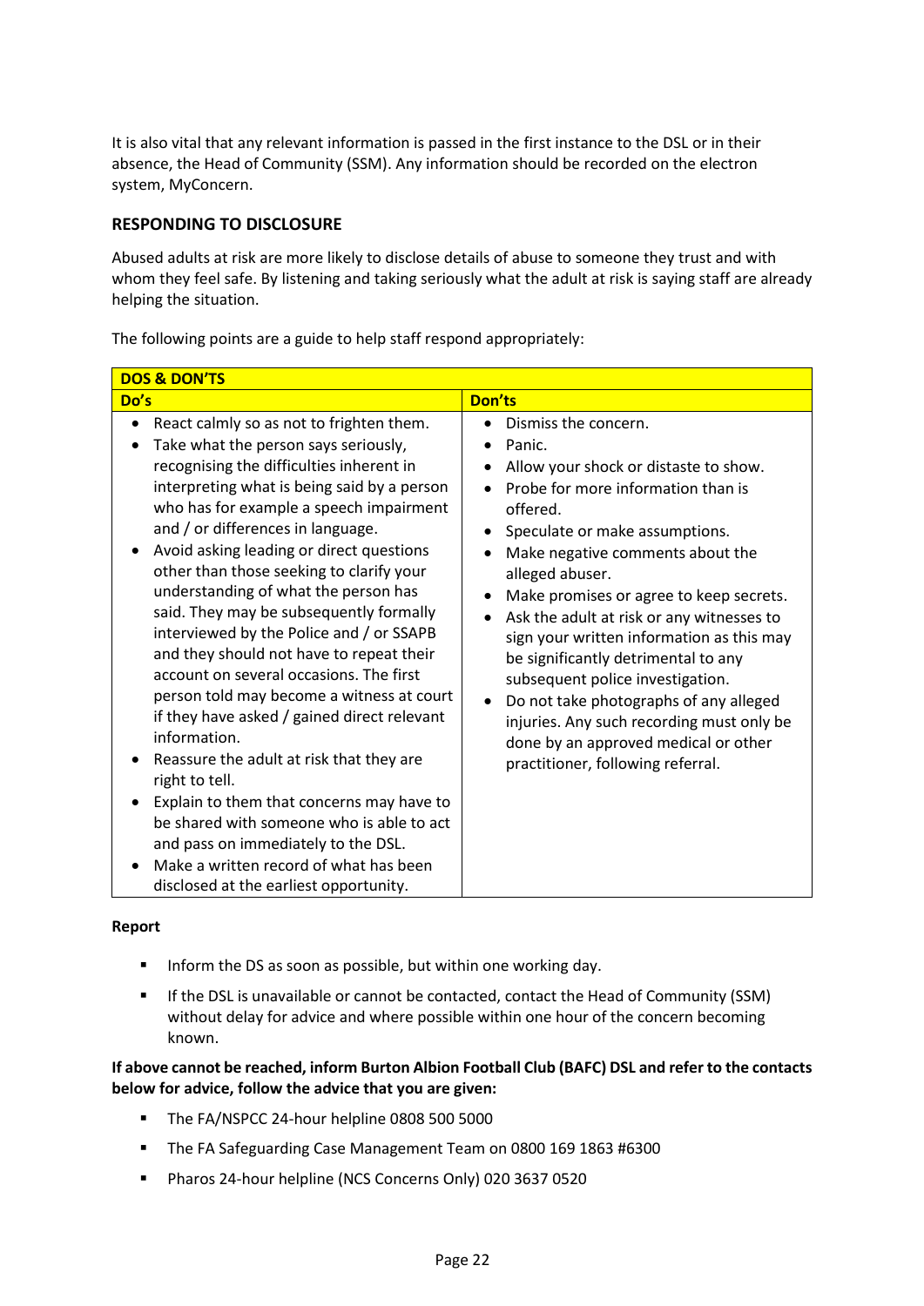It is also vital that any relevant information is passed in the first instance to the DSL or in their absence, the Head of Community (SSM). Any information should be recorded on the electron system, MyConcern.

## RESPONDING TO DISCLOSURE

Abused adults at risk are more likely to disclose details of abuse to someone they trust and with whom they feel safe. By listening and taking seriously what the adult at risk is saying staff are already helping the situation.

The following points are a guide to help staff respond appropriately:

| DOS & DON'TS | |
|---|---|
| **Do's** | **Don'ts** |
| • React calmly so as not to frighten them.<br>• Take what the person says seriously, recognising the difficulties inherent in interpreting what is being said by a person who has for example a speech impairment and / or differences in language.<br>• Avoid asking leading or direct questions other than those seeking to clarify your understanding of what the person has said. They may be subsequently formally interviewed by the Police and / or SSAPB and they should not have to repeat their account on several occasions. The first person told may become a witness at court if they have asked / gained direct relevant information.<br>• Reassure the adult at risk that they are right to tell.<br>• Explain to them that concerns may have to be shared with someone who is able to act and pass on immediately to the DSL.<br>• Make a written record of what has been disclosed at the earliest opportunity. | • Dismiss the concern.<br>• Panic.<br>• Allow your shock or distaste to show.<br>• Probe for more information than is offered.<br>• Speculate or make assumptions.<br>• Make negative comments about the alleged abuser.<br>• Make promises or agree to keep secrets.<br>• Ask the adult at risk or any witnesses to sign your written information as this may be significantly detrimental to any subsequent police investigation.<br>• Do not take photographs of any alleged injuries. Any such recording must only be done by an approved medical or other practitioner, following referral. |

**Report**

- Inform the DS as soon as possible, but within one working day.
- If the DSL is unavailable or cannot be contacted, contact the Head of Community (SSM) without delay for advice and where possible within one hour of the concern becoming known.

**If above cannot be reached, inform Burton Albion Football Club (BAFC) DSL and refer to the contacts below for advice, follow the advice that you are given:**

- The FA/NSPCC 24-hour helpline 0808 500 5000
- The FA Safeguarding Case Management Team on 0800 169 1863 #6300
- Pharos 24-hour helpline (NCS Concerns Only) 020 3637 0520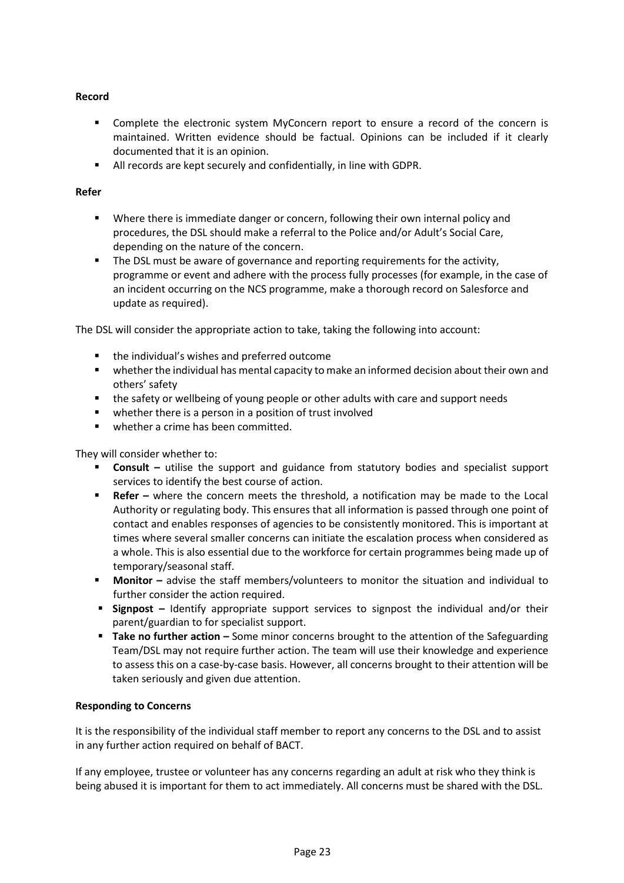**Record**

- Complete the electronic system MyConcern report to ensure a record of the concern is maintained. Written evidence should be factual. Opinions can be included if it clearly documented that it is an opinion.
- All records are kept securely and confidentially, in line with GDPR.

**Refer**

- Where there is immediate danger or concern, following their own internal policy and procedures, the DSL should make a referral to the Police and/or Adult's Social Care, depending on the nature of the concern.
- The DSL must be aware of governance and reporting requirements for the activity, programme or event and adhere with the process fully processes (for example, in the case of an incident occurring on the NCS programme, make a thorough record on Salesforce and update as required).

The DSL will consider the appropriate action to take, taking the following into account:

- the individual's wishes and preferred outcome
- whether the individual has mental capacity to make an informed decision about their own and others' safety
- the safety or wellbeing of young people or other adults with care and support needs
- whether there is a person in a position of trust involved
- whether a crime has been committed.

They will consider whether to:

- **Consult –** utilise the support and guidance from statutory bodies and specialist support services to identify the best course of action.
- **Refer –** where the concern meets the threshold, a notification may be made to the Local Authority or regulating body. This ensures that all information is passed through one point of contact and enables responses of agencies to be consistently monitored. This is important at times where several smaller concerns can initiate the escalation process when considered as a whole. This is also essential due to the workforce for certain programmes being made up of temporary/seasonal staff.
- **Monitor –** advise the staff members/volunteers to monitor the situation and individual to further consider the action required.
- **Signpost –** Identify appropriate support services to signpost the individual and/or their parent/guardian to for specialist support.
- **Take no further action –** Some minor concerns brought to the attention of the Safeguarding Team/DSL may not require further action. The team will use their knowledge and experience to assess this on a case-by-case basis. However, all concerns brought to their attention will be taken seriously and given due attention.

**Responding to Concerns**

It is the responsibility of the individual staff member to report any concerns to the DSL and to assist in any further action required on behalf of BACT.

If any employee, trustee or volunteer has any concerns regarding an adult at risk who they think is being abused it is important for them to act immediately. All concerns must be shared with the DSL.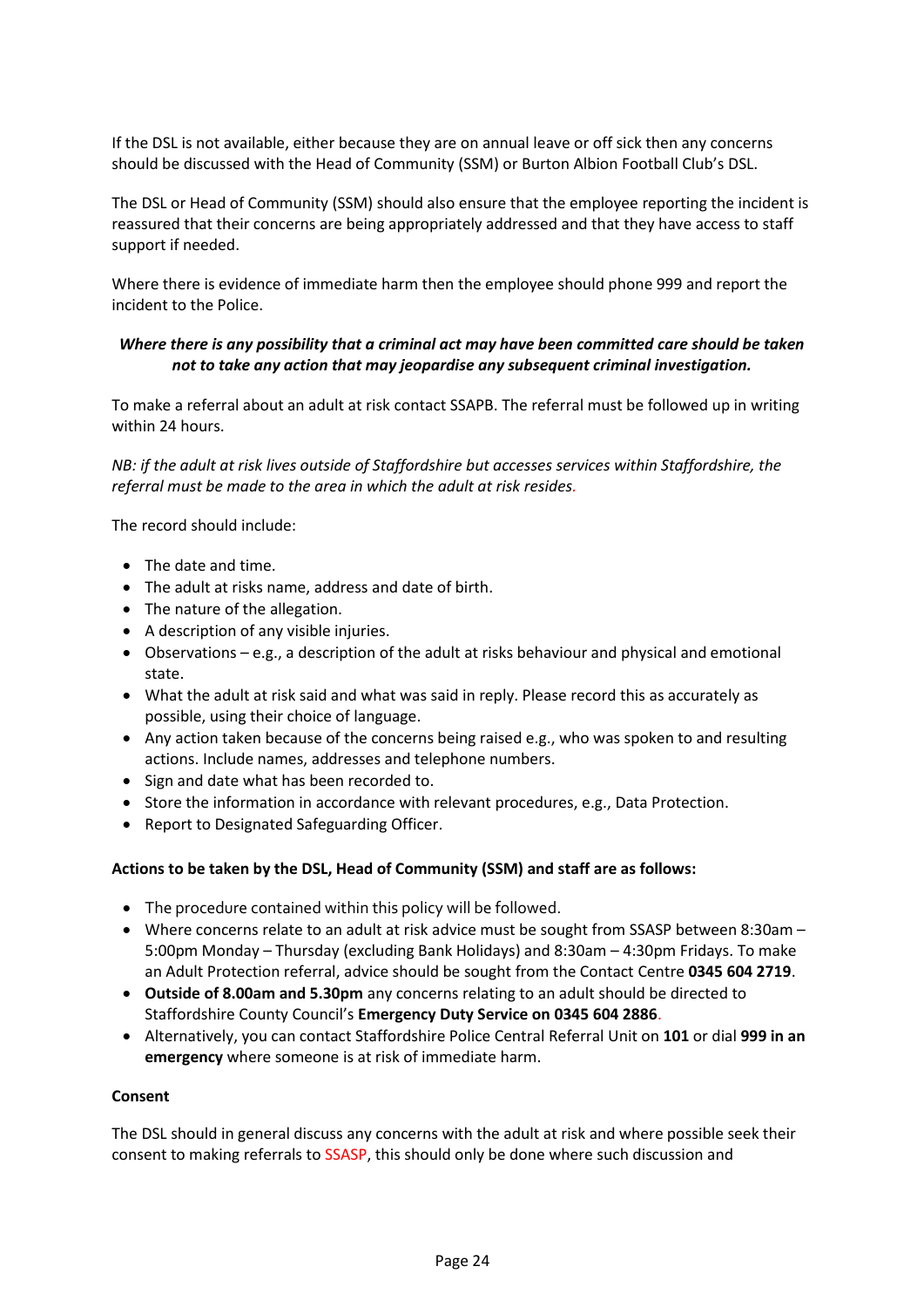If the DSL is not available, either because they are on annual leave or off sick then any concerns should be discussed with the Head of Community (SSM) or Burton Albion Football Club's DSL.

The DSL or Head of Community (SSM) should also ensure that the employee reporting the incident is reassured that their concerns are being appropriately addressed and that they have access to staff support if needed.

Where there is evidence of immediate harm then the employee should phone 999 and report the incident to the Police.

***Where there is any possibility that a criminal act may have been committed care should be taken not to take any action that may jeopardise any subsequent criminal investigation.***

To make a referral about an adult at risk contact SSAPB. The referral must be followed up in writing within 24 hours.

*NB: if the adult at risk lives outside of Staffordshire but accesses services within Staffordshire, the referral must be made to the area in which the adult at risk resides.*

The record should include:

- The date and time.
- The adult at risks name, address and date of birth.
- The nature of the allegation.
- A description of any visible injuries.
- Observations – e.g., a description of the adult at risks behaviour and physical and emotional state.
- What the adult at risk said and what was said in reply. Please record this as accurately as possible, using their choice of language.
- Any action taken because of the concerns being raised e.g., who was spoken to and resulting actions. Include names, addresses and telephone numbers.
- Sign and date what has been recorded to.
- Store the information in accordance with relevant procedures, e.g., Data Protection.
- Report to Designated Safeguarding Officer.

**Actions to be taken by the DSL, Head of Community (SSM) and staff are as follows:**

- The procedure contained within this policy will be followed.
- Where concerns relate to an adult at risk advice must be sought from SSASP between 8:30am – 5:00pm Monday – Thursday (excluding Bank Holidays) and 8:30am – 4:30pm Fridays. To make an Adult Protection referral, advice should be sought from the Contact Centre **0345 604 2719**.
- **Outside of 8.00am and 5.30pm** any concerns relating to an adult should be directed to Staffordshire County Council's **Emergency Duty Service on 0345 604 2886**.
- Alternatively, you can contact Staffordshire Police Central Referral Unit on **101** or dial **999 in an emergency** where someone is at risk of immediate harm.

**Consent**

The DSL should in general discuss any concerns with the adult at risk and where possible seek their consent to making referrals to SSASP, this should only be done where such discussion and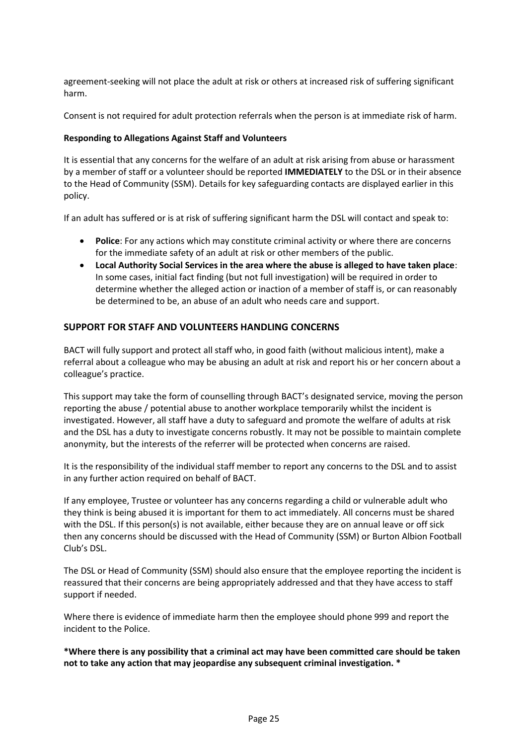agreement-seeking will not place the adult at risk or others at increased risk of suffering significant harm.

Consent is not required for adult protection referrals when the person is at immediate risk of harm.

**Responding to Allegations Against Staff and Volunteers**

It is essential that any concerns for the welfare of an adult at risk arising from abuse or harassment by a member of staff or a volunteer should be reported **IMMEDIATELY** to the DSL or in their absence to the Head of Community (SSM). Details for key safeguarding contacts are displayed earlier in this policy.

If an adult has suffered or is at risk of suffering significant harm the DSL will contact and speak to:

- **Police**: For any actions which may constitute criminal activity or where there are concerns for the immediate safety of an adult at risk or other members of the public.
- **Local Authority Social Services in the area where the abuse is alleged to have taken place**: In some cases, initial fact finding (but not full investigation) will be required in order to determine whether the alleged action or inaction of a member of staff is, or can reasonably be determined to be, an abuse of an adult who needs care and support.

## SUPPORT FOR STAFF AND VOLUNTEERS HANDLING CONCERNS

BACT will fully support and protect all staff who, in good faith (without malicious intent), make a referral about a colleague who may be abusing an adult at risk and report his or her concern about a colleague's practice.

This support may take the form of counselling through BACT's designated service, moving the person reporting the abuse / potential abuse to another workplace temporarily whilst the incident is investigated. However, all staff have a duty to safeguard and promote the welfare of adults at risk and the DSL has a duty to investigate concerns robustly. It may not be possible to maintain complete anonymity, but the interests of the referrer will be protected when concerns are raised.

It is the responsibility of the individual staff member to report any concerns to the DSL and to assist in any further action required on behalf of BACT.

If any employee, Trustee or volunteer has any concerns regarding a child or vulnerable adult who they think is being abused it is important for them to act immediately. All concerns must be shared with the DSL. If this person(s) is not available, either because they are on annual leave or off sick then any concerns should be discussed with the Head of Community (SSM) or Burton Albion Football Club's DSL.

The DSL or Head of Community (SSM) should also ensure that the employee reporting the incident is reassured that their concerns are being appropriately addressed and that they have access to staff support if needed.

Where there is evidence of immediate harm then the employee should phone 999 and report the incident to the Police.

**\*Where there is any possibility that a criminal act may have been committed care should be taken not to take any action that may jeopardise any subsequent criminal investigation. \***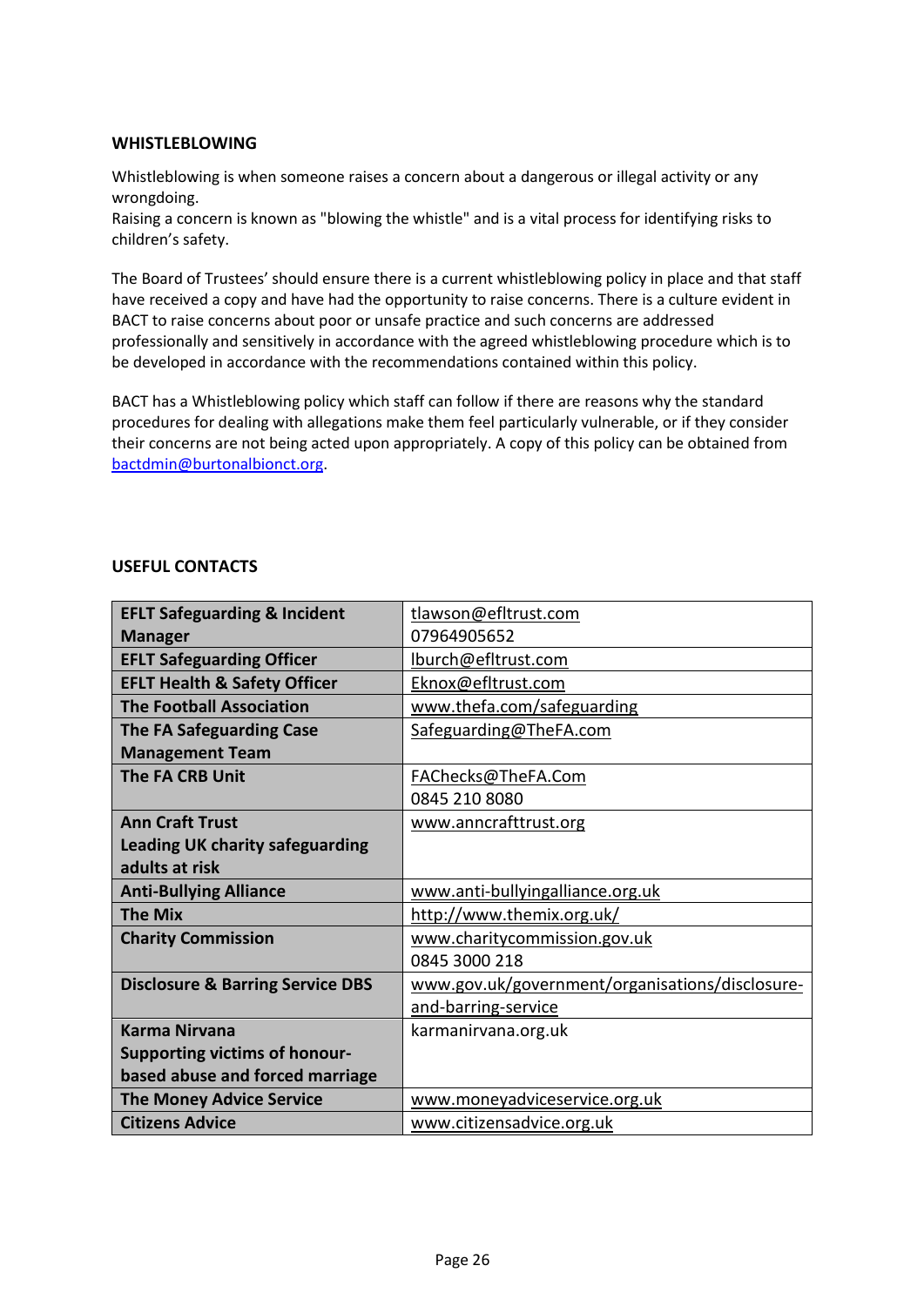## WHISTLEBLOWING

Whistleblowing is when someone raises a concern about a dangerous or illegal activity or any wrongdoing.
Raising a concern is known as "blowing the whistle" and is a vital process for identifying risks to children's safety.

The Board of Trustees' should ensure there is a current whistleblowing policy in place and that staff have received a copy and have had the opportunity to raise concerns. There is a culture evident in BACT to raise concerns about poor or unsafe practice and such concerns are addressed professionally and sensitively in accordance with the agreed whistleblowing procedure which is to be developed in accordance with the recommendations contained within this policy.

BACT has a Whistleblowing policy which staff can follow if there are reasons why the standard procedures for dealing with allegations make them feel particularly vulnerable, or if they consider their concerns are not being acted upon appropriately. A copy of this policy can be obtained from bactdmin@burtonalbionct.org.

## USEFUL CONTACTS

| | |
|---|---|
| **EFLT Safeguarding & Incident Manager** | tlawson@efltrust.com<br>07964905652 |
| **EFLT Safeguarding Officer** | lburch@efltrust.com |
| **EFLT Health & Safety Officer** | Eknox@efltrust.com |
| **The Football Association** | www.thefa.com/safeguarding |
| **The FA Safeguarding Case Management Team** | Safeguarding@TheFA.com |
| **The FA CRB Unit** | FAChecks@TheFA.Com<br>0845 210 8080 |
| **Ann Craft Trust**<br>**Leading UK charity safeguarding adults at risk** | www.anncrafttrust.org |
| **Anti-Bullying Alliance** | www.anti-bullyingalliance.org.uk |
| **The Mix** | http://www.themix.org.uk/ |
| **Charity Commission** | www.charitycommission.gov.uk<br>0845 3000 218 |
| **Disclosure & Barring Service DBS** | www.gov.uk/government/organisations/disclosure-and-barring-service |
| **Karma Nirvana**<br>**Supporting victims of honour-based abuse and forced marriage** | karmanirvana.org.uk |
| **The Money Advice Service** | www.moneyadviceservice.org.uk |
| **Citizens Advice** | www.citizensadvice.org.uk |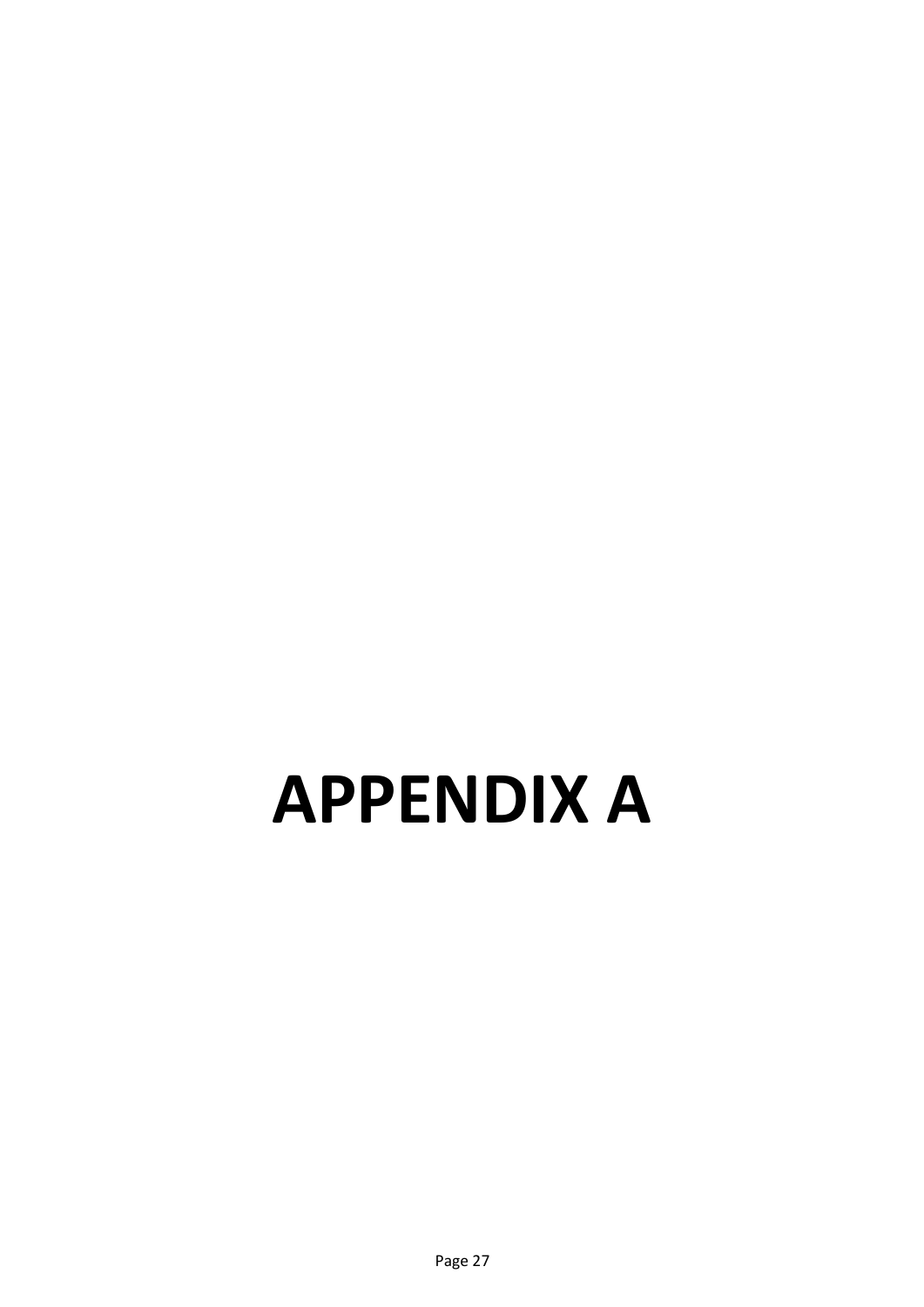# APPENDIX A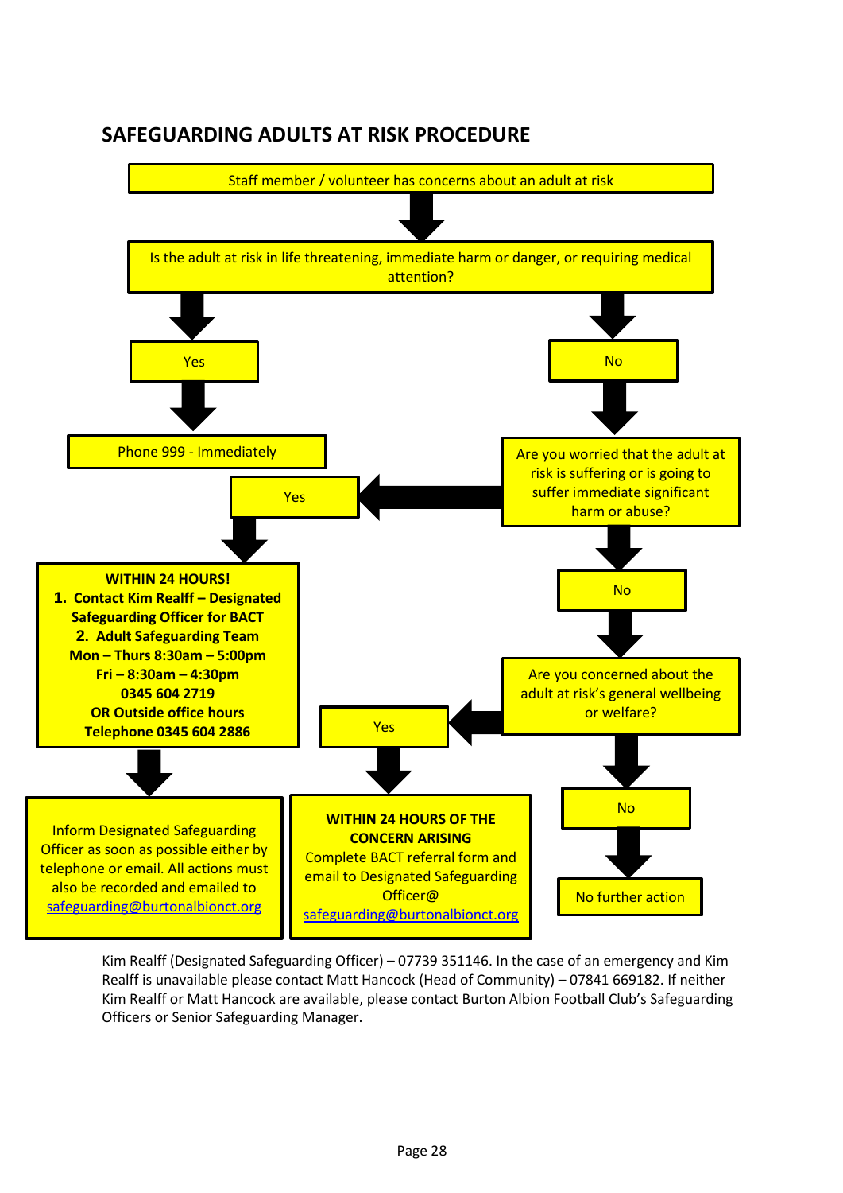## SAFEGUARDING ADULTS AT RISK PROCEDURE

Staff member / volunteer has concerns about an adult at risk

Is the adult at risk in life threatening, immediate harm or danger, or requiring medical attention?

- **Yes** → Phone 999 - Immediately
- **No** → Are you worried that the adult at risk is suffering or is going to suffer immediate significant harm or abuse?
  - **Yes** →

    **WITHIN 24 HOURS!**
    1. **Contact Kim Realff – Designated Safeguarding Officer for BACT**
    2. **Adult Safeguarding Team**

    **Mon – Thurs 8:30am – 5:00pm**
    **Fri – 8:30am – 4:30pm**
    **0345 604 2719**
    **OR Outside office hours**
    **Telephone 0345 604 2886**

    → Inform Designated Safeguarding Officer as soon as possible either by telephone or email. All actions must also be recorded and emailed to safeguarding@burtonalbionct.org
  - **No** → Are you concerned about the adult at risk's general wellbeing or welfare?
    - **Yes** → **WITHIN 24 HOURS OF THE CONCERN ARISING** Complete BACT referral form and email to Designated Safeguarding Officer@ safeguarding@burtonalbionct.org
    - **No** → No further action

Kim Realff (Designated Safeguarding Officer) – 07739 351146. In the case of an emergency and Kim Realff is unavailable please contact Matt Hancock (Head of Community) – 07841 669182. If neither Kim Realff or Matt Hancock are available, please contact Burton Albion Football Club's Safeguarding Officers or Senior Safeguarding Manager.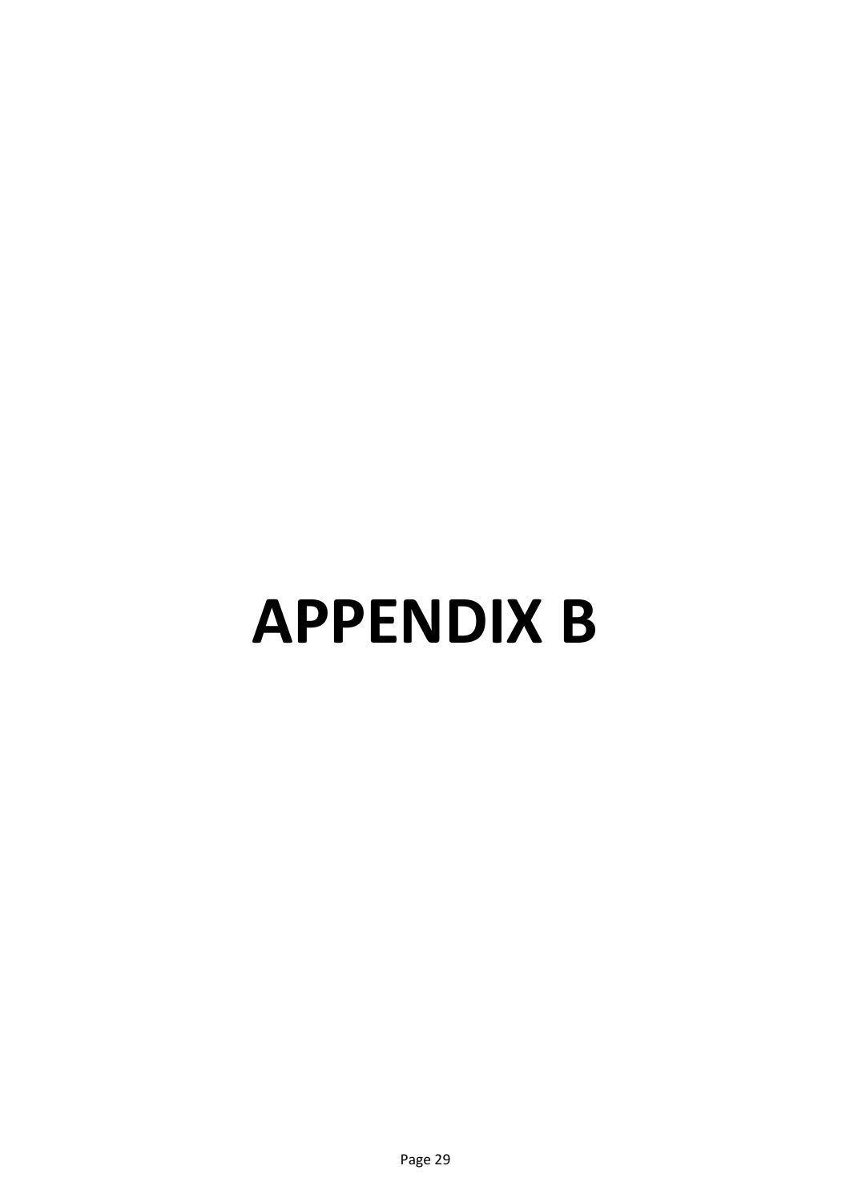# APPENDIX B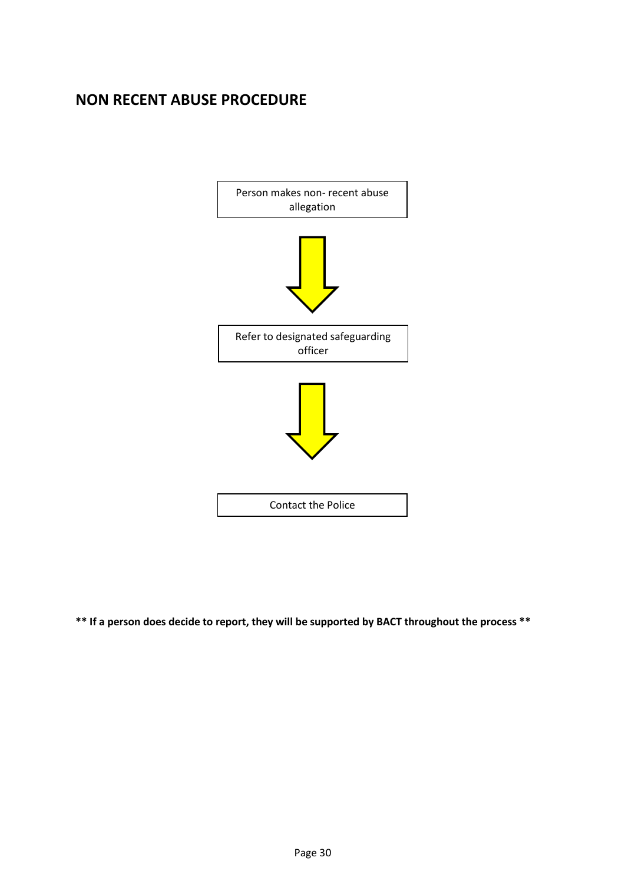# NON RECENT ABUSE PROCEDURE

Person makes non- recent abuse allegation

↓

Refer to designated safeguarding officer

↓

Contact the Police

**\*\* If a person does decide to report, they will be supported by BACT throughout the process \*\***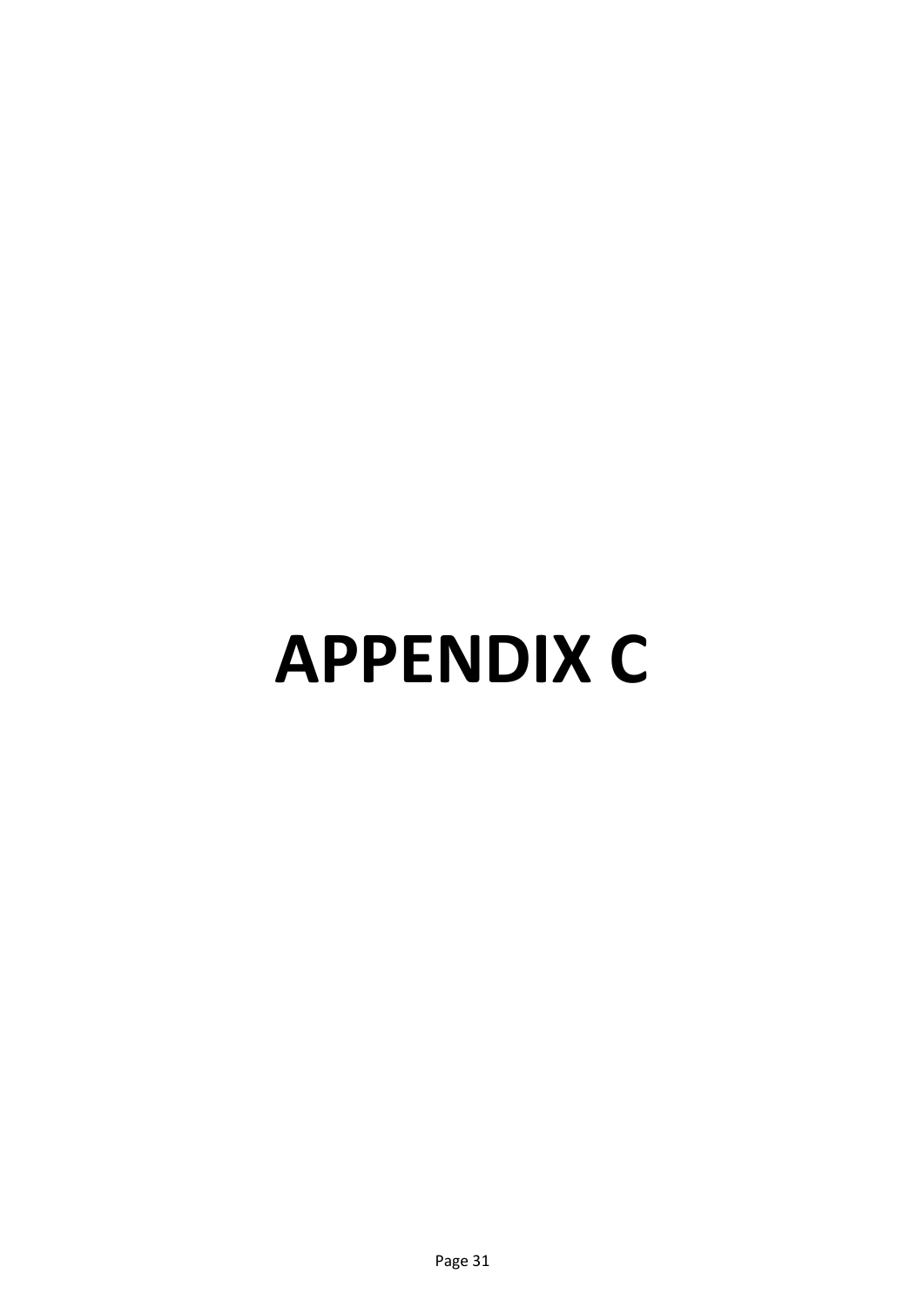# APPENDIX C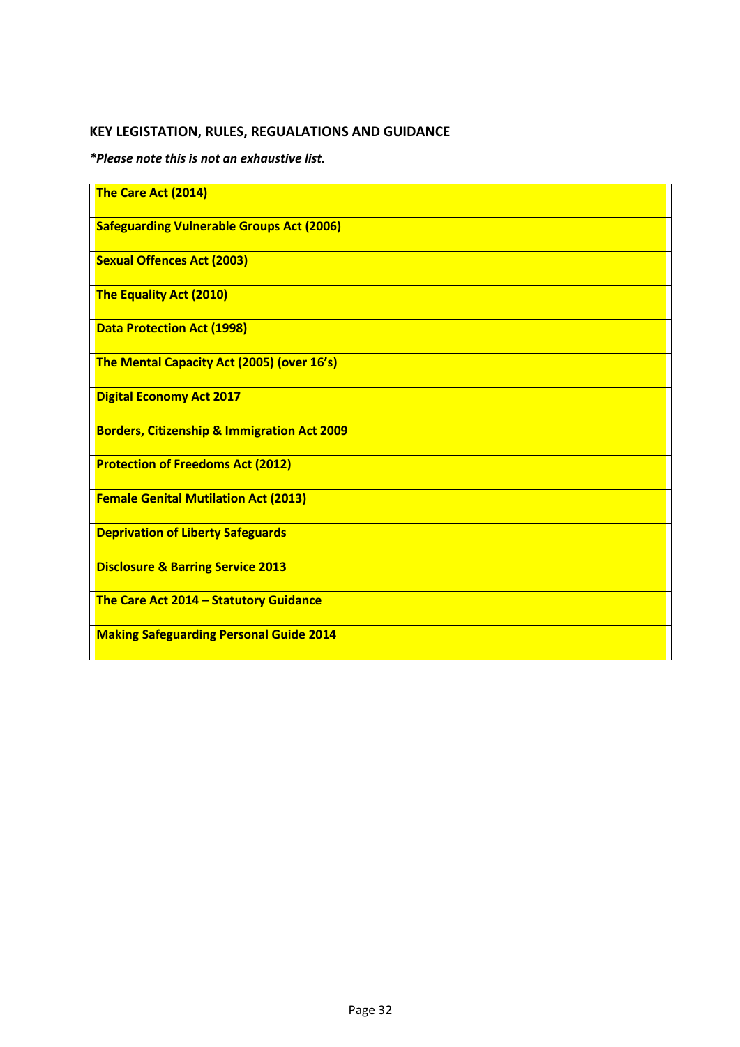**KEY LEGISTATION, RULES, REGUALATIONS AND GUIDANCE**

***Please note this is not an exhaustive list.***

| **The Care Act (2014)** |
|---|
| **Safeguarding Vulnerable Groups Act (2006)** |
| **Sexual Offences Act (2003)** |
| **The Equality Act (2010)** |
| **Data Protection Act (1998)** |
| **The Mental Capacity Act (2005) (over 16's)** |
| **Digital Economy Act 2017** |
| **Borders, Citizenship & Immigration Act 2009** |
| **Protection of Freedoms Act (2012)** |
| **Female Genital Mutilation Act (2013)** |
| **Deprivation of Liberty Safeguards** |
| **Disclosure & Barring Service 2013** |
| **The Care Act 2014 – Statutory Guidance** |
| **Making Safeguarding Personal Guide 2014** |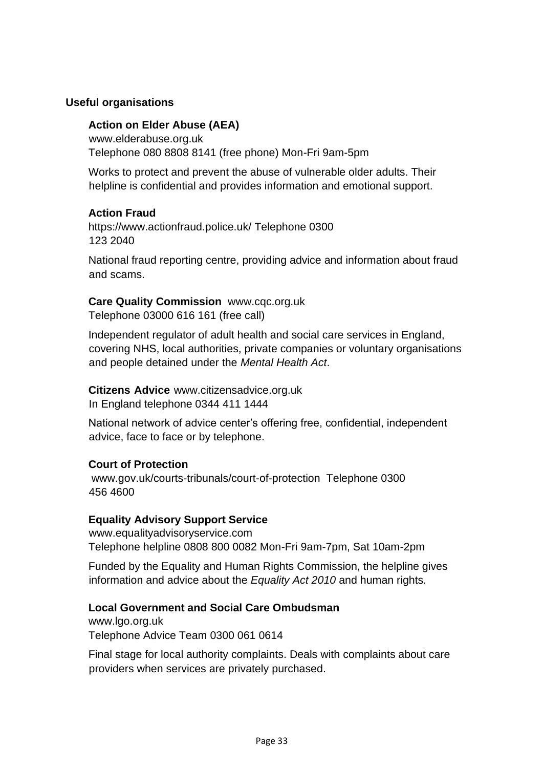## Useful organisations

**Action on Elder Abuse (AEA)**
www.elderabuse.org.uk
Telephone 080 8808 8141 (free phone) Mon-Fri 9am-5pm

Works to protect and prevent the abuse of vulnerable older adults. Their helpline is confidential and provides information and emotional support.

**Action Fraud**
https://www.actionfraud.police.uk/ Telephone 0300 123 2040

National fraud reporting centre, providing advice and information about fraud and scams.

**Care Quality Commission** www.cqc.org.uk
Telephone 03000 616 161 (free call)

Independent regulator of adult health and social care services in England, covering NHS, local authorities, private companies or voluntary organisations and people detained under the *Mental Health Act*.

**Citizens Advice** www.citizensadvice.org.uk
In England telephone 0344 411 1444

National network of advice center's offering free, confidential, independent advice, face to face or by telephone.

**Court of Protection**
www.gov.uk/courts-tribunals/court-of-protection Telephone 0300 456 4600

**Equality Advisory Support Service**
www.equalityadvisoryservice.com
Telephone helpline 0808 800 0082 Mon-Fri 9am-7pm, Sat 10am-2pm

Funded by the Equality and Human Rights Commission, the helpline gives information and advice about the *Equality Act 2010* and human rights.

**Local Government and Social Care Ombudsman**
www.lgo.org.uk
Telephone Advice Team 0300 061 0614

Final stage for local authority complaints. Deals with complaints about care providers when services are privately purchased.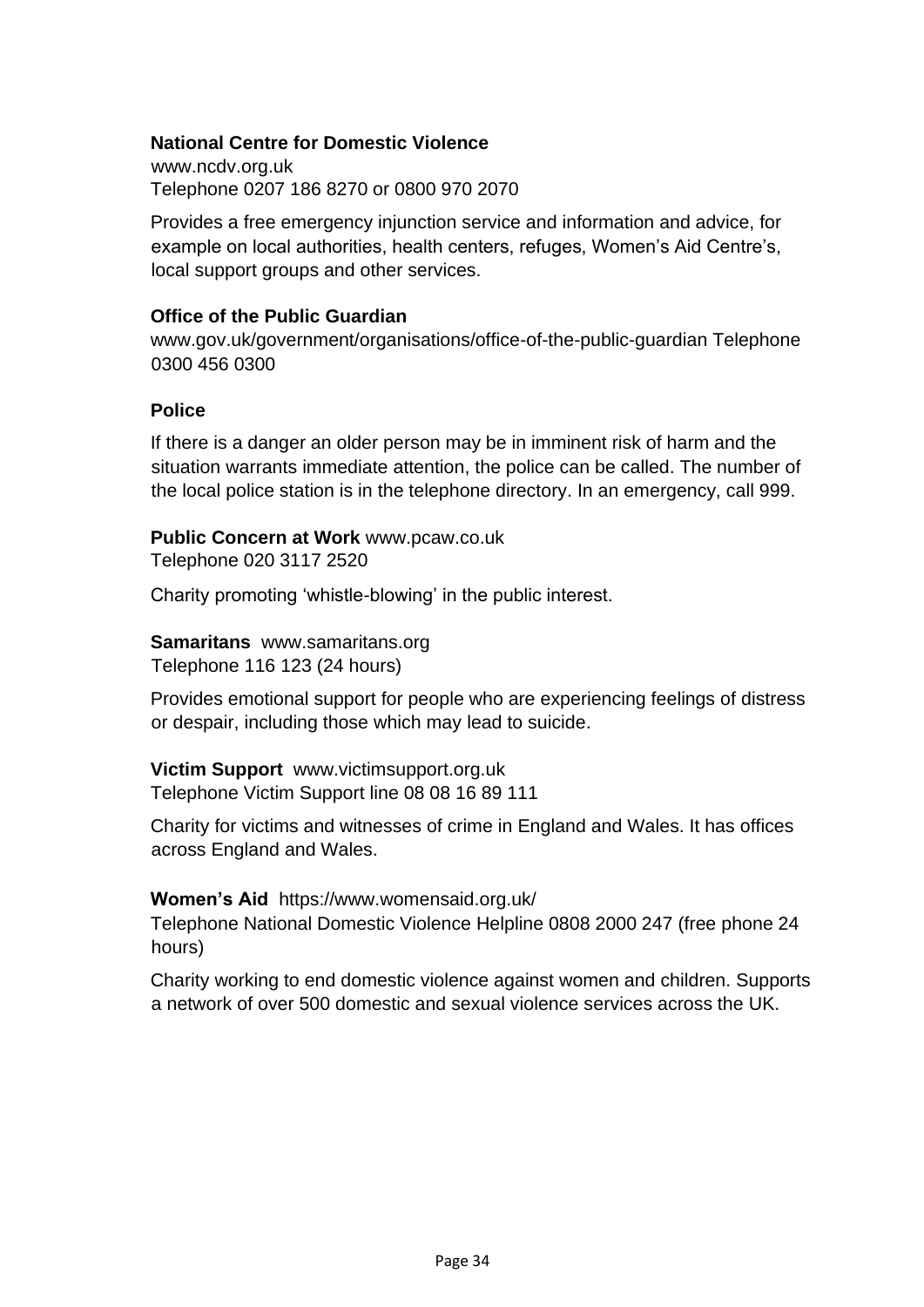**National Centre for Domestic Violence**
www.ncdv.org.uk
Telephone 0207 186 8270 or 0800 970 2070

Provides a free emergency injunction service and information and advice, for example on local authorities, health centers, refuges, Women's Aid Centre's, local support groups and other services.

**Office of the Public Guardian**
www.gov.uk/government/organisations/office-of-the-public-guardian Telephone 0300 456 0300

**Police**

If there is a danger an older person may be in imminent risk of harm and the situation warrants immediate attention, the police can be called. The number of the local police station is in the telephone directory. In an emergency, call 999.

**Public Concern at Work** www.pcaw.co.uk
Telephone 020 3117 2520

Charity promoting 'whistle-blowing' in the public interest.

**Samaritans** www.samaritans.org
Telephone 116 123 (24 hours)

Provides emotional support for people who are experiencing feelings of distress or despair, including those which may lead to suicide.

**Victim Support** www.victimsupport.org.uk
Telephone Victim Support line 08 08 16 89 111

Charity for victims and witnesses of crime in England and Wales. It has offices across England and Wales.

**Women's Aid** https://www.womensaid.org.uk/
Telephone National Domestic Violence Helpline 0808 2000 247 (free phone 24 hours)

Charity working to end domestic violence against women and children. Supports a network of over 500 domestic and sexual violence services across the UK.